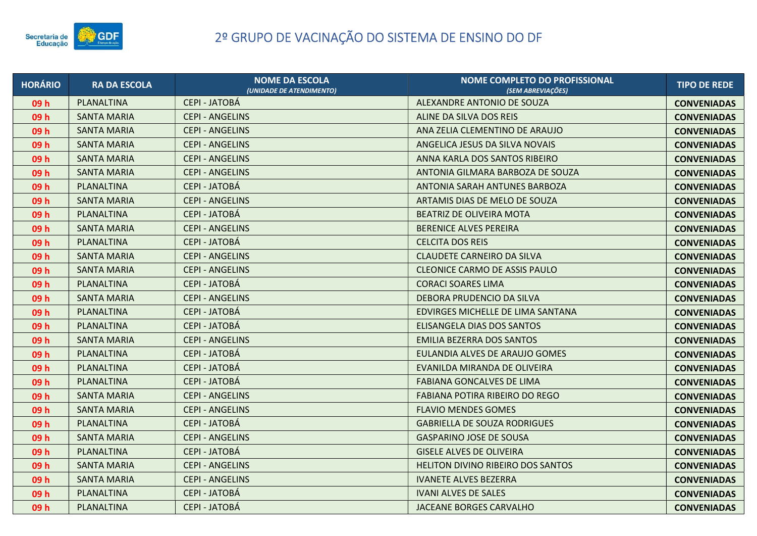# 2º GRUPO DE VACINAÇÃO DO SISTEMA DE ENSINO DO DF

| HORÁRIO | RA DA ESCOLA | NOME DA ESCOLA *(UNIDADE DE ATENDIMENTO)* | NOME COMPLETO DO PROFISSIONAL *(SEM ABREVIAÇÕES)* | TIPO DE REDE |
|---|---|---|---|---|
| 09 h | PLANALTINA | CEPI - JATOBÁ | ALEXANDRE ANTONIO DE SOUZA | CONVENIADAS |
| 09 h | SANTA MARIA | CEPI - ANGELINS | ALINE DA SILVA DOS REIS | CONVENIADAS |
| 09 h | SANTA MARIA | CEPI - ANGELINS | ANA ZELIA CLEMENTINO DE ARAUJO | CONVENIADAS |
| 09 h | SANTA MARIA | CEPI - ANGELINS | ANGELICA JESUS DA SILVA NOVAIS | CONVENIADAS |
| 09 h | SANTA MARIA | CEPI - ANGELINS | ANNA KARLA DOS SANTOS RIBEIRO | CONVENIADAS |
| 09 h | SANTA MARIA | CEPI - ANGELINS | ANTONIA GILMARA BARBOZA DE SOUZA | CONVENIADAS |
| 09 h | PLANALTINA | CEPI - JATOBÁ | ANTONIA SARAH ANTUNES BARBOZA | CONVENIADAS |
| 09 h | SANTA MARIA | CEPI - ANGELINS | ARTAMIS DIAS DE MELO DE SOUZA | CONVENIADAS |
| 09 h | PLANALTINA | CEPI - JATOBÁ | BEATRIZ DE OLIVEIRA MOTA | CONVENIADAS |
| 09 h | SANTA MARIA | CEPI - ANGELINS | BERENICE ALVES PEREIRA | CONVENIADAS |
| 09 h | PLANALTINA | CEPI - JATOBÁ | CELCITA DOS REIS | CONVENIADAS |
| 09 h | SANTA MARIA | CEPI - ANGELINS | CLAUDETE CARNEIRO DA SILVA | CONVENIADAS |
| 09 h | SANTA MARIA | CEPI - ANGELINS | CLEONICE CARMO DE ASSIS PAULO | CONVENIADAS |
| 09 h | PLANALTINA | CEPI - JATOBÁ | CORACI SOARES LIMA | CONVENIADAS |
| 09 h | SANTA MARIA | CEPI - ANGELINS | DEBORA PRUDENCIO DA SILVA | CONVENIADAS |
| 09 h | PLANALTINA | CEPI - JATOBÁ | EDVIRGES MICHELLE DE LIMA SANTANA | CONVENIADAS |
| 09 h | PLANALTINA | CEPI - JATOBÁ | ELISANGELA DIAS DOS SANTOS | CONVENIADAS |
| 09 h | SANTA MARIA | CEPI - ANGELINS | EMILIA BEZERRA DOS SANTOS | CONVENIADAS |
| 09 h | PLANALTINA | CEPI - JATOBÁ | EULANDIA ALVES DE ARAUJO GOMES | CONVENIADAS |
| 09 h | PLANALTINA | CEPI - JATOBÁ | EVANILDA MIRANDA DE OLIVEIRA | CONVENIADAS |
| 09 h | PLANALTINA | CEPI - JATOBÁ | FABIANA GONCALVES DE LIMA | CONVENIADAS |
| 09 h | SANTA MARIA | CEPI - ANGELINS | FABIANA POTIRA RIBEIRO DO REGO | CONVENIADAS |
| 09 h | SANTA MARIA | CEPI - ANGELINS | FLAVIO MENDES GOMES | CONVENIADAS |
| 09 h | PLANALTINA | CEPI - JATOBÁ | GABRIELLA DE SOUZA RODRIGUES | CONVENIADAS |
| 09 h | SANTA MARIA | CEPI - ANGELINS | GASPARINO JOSE DE SOUSA | CONVENIADAS |
| 09 h | PLANALTINA | CEPI - JATOBÁ | GISELE ALVES DE OLIVEIRA | CONVENIADAS |
| 09 h | SANTA MARIA | CEPI - ANGELINS | HELITON DIVINO RIBEIRO DOS SANTOS | CONVENIADAS |
| 09 h | SANTA MARIA | CEPI - ANGELINS | IVANETE ALVES BEZERRA | CONVENIADAS |
| 09 h | PLANALTINA | CEPI - JATOBÁ | IVANI ALVES DE SALES | CONVENIADAS |
| 09 h | PLANALTINA | CEPI - JATOBÁ | JACEANE BORGES CARVALHO | CONVENIADAS |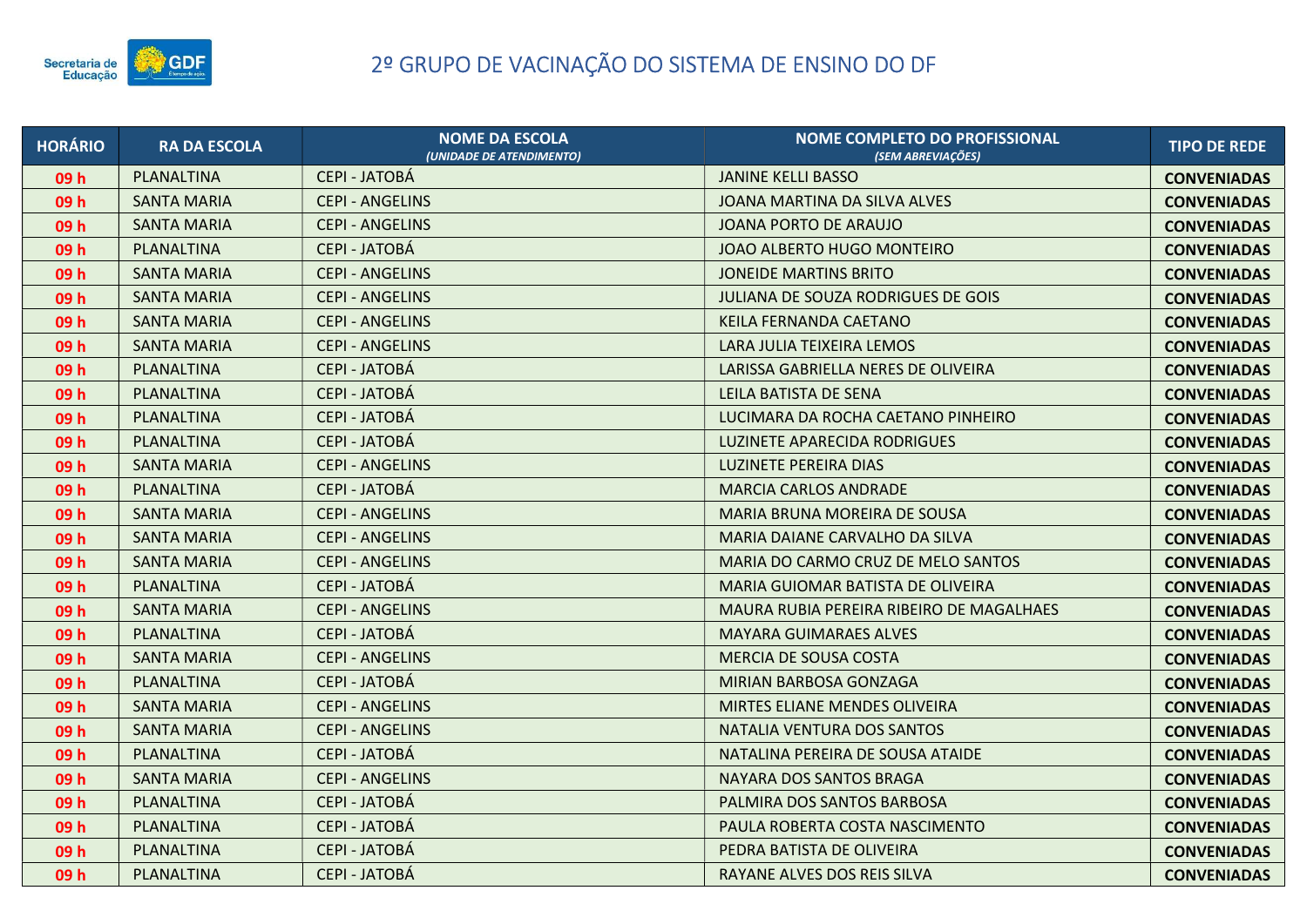# 2º GRUPO DE VACINAÇÃO DO SISTEMA DE ENSINO DO DF

| HORÁRIO | RA DA ESCOLA | NOME DA ESCOLA *(UNIDADE DE ATENDIMENTO)* | NOME COMPLETO DO PROFISSIONAL *(SEM ABREVIAÇÕES)* | TIPO DE REDE |
|---|---|---|---|---|
| 09 h | PLANALTINA | CEPI - JATOBÁ | JANINE KELLI BASSO | CONVENIADAS |
| 09 h | SANTA MARIA | CEPI - ANGELINS | JOANA MARTINA DA SILVA ALVES | CONVENIADAS |
| 09 h | SANTA MARIA | CEPI - ANGELINS | JOANA PORTO DE ARAUJO | CONVENIADAS |
| 09 h | PLANALTINA | CEPI - JATOBÁ | JOAO ALBERTO HUGO MONTEIRO | CONVENIADAS |
| 09 h | SANTA MARIA | CEPI - ANGELINS | JONEIDE MARTINS BRITO | CONVENIADAS |
| 09 h | SANTA MARIA | CEPI - ANGELINS | JULIANA DE SOUZA RODRIGUES DE GOIS | CONVENIADAS |
| 09 h | SANTA MARIA | CEPI - ANGELINS | KEILA FERNANDA CAETANO | CONVENIADAS |
| 09 h | SANTA MARIA | CEPI - ANGELINS | LARA JULIA TEIXEIRA LEMOS | CONVENIADAS |
| 09 h | PLANALTINA | CEPI - JATOBÁ | LARISSA GABRIELLA NERES DE OLIVEIRA | CONVENIADAS |
| 09 h | PLANALTINA | CEPI - JATOBÁ | LEILA BATISTA DE SENA | CONVENIADAS |
| 09 h | PLANALTINA | CEPI - JATOBÁ | LUCIMARA DA ROCHA CAETANO PINHEIRO | CONVENIADAS |
| 09 h | PLANALTINA | CEPI - JATOBÁ | LUZINETE APARECIDA RODRIGUES | CONVENIADAS |
| 09 h | SANTA MARIA | CEPI - ANGELINS | LUZINETE PEREIRA DIAS | CONVENIADAS |
| 09 h | PLANALTINA | CEPI - JATOBÁ | MARCIA CARLOS ANDRADE | CONVENIADAS |
| 09 h | SANTA MARIA | CEPI - ANGELINS | MARIA BRUNA MOREIRA DE SOUSA | CONVENIADAS |
| 09 h | SANTA MARIA | CEPI - ANGELINS | MARIA DAIANE CARVALHO DA SILVA | CONVENIADAS |
| 09 h | SANTA MARIA | CEPI - ANGELINS | MARIA DO CARMO CRUZ DE MELO SANTOS | CONVENIADAS |
| 09 h | PLANALTINA | CEPI - JATOBÁ | MARIA GUIOMAR BATISTA DE OLIVEIRA | CONVENIADAS |
| 09 h | SANTA MARIA | CEPI - ANGELINS | MAURA RUBIA PEREIRA RIBEIRO DE MAGALHAES | CONVENIADAS |
| 09 h | PLANALTINA | CEPI - JATOBÁ | MAYARA GUIMARAES ALVES | CONVENIADAS |
| 09 h | SANTA MARIA | CEPI - ANGELINS | MERCIA DE SOUSA COSTA | CONVENIADAS |
| 09 h | PLANALTINA | CEPI - JATOBÁ | MIRIAN BARBOSA GONZAGA | CONVENIADAS |
| 09 h | SANTA MARIA | CEPI - ANGELINS | MIRTES ELIANE MENDES OLIVEIRA | CONVENIADAS |
| 09 h | SANTA MARIA | CEPI - ANGELINS | NATALIA VENTURA DOS SANTOS | CONVENIADAS |
| 09 h | PLANALTINA | CEPI - JATOBÁ | NATALINA PEREIRA DE SOUSA ATAIDE | CONVENIADAS |
| 09 h | SANTA MARIA | CEPI - ANGELINS | NAYARA DOS SANTOS BRAGA | CONVENIADAS |
| 09 h | PLANALTINA | CEPI - JATOBÁ | PALMIRA DOS SANTOS BARBOSA | CONVENIADAS |
| 09 h | PLANALTINA | CEPI - JATOBÁ | PAULA ROBERTA COSTA NASCIMENTO | CONVENIADAS |
| 09 h | PLANALTINA | CEPI - JATOBÁ | PEDRA BATISTA DE OLIVEIRA | CONVENIADAS |
| 09 h | PLANALTINA | CEPI - JATOBÁ | RAYANE ALVES DOS REIS SILVA | CONVENIADAS |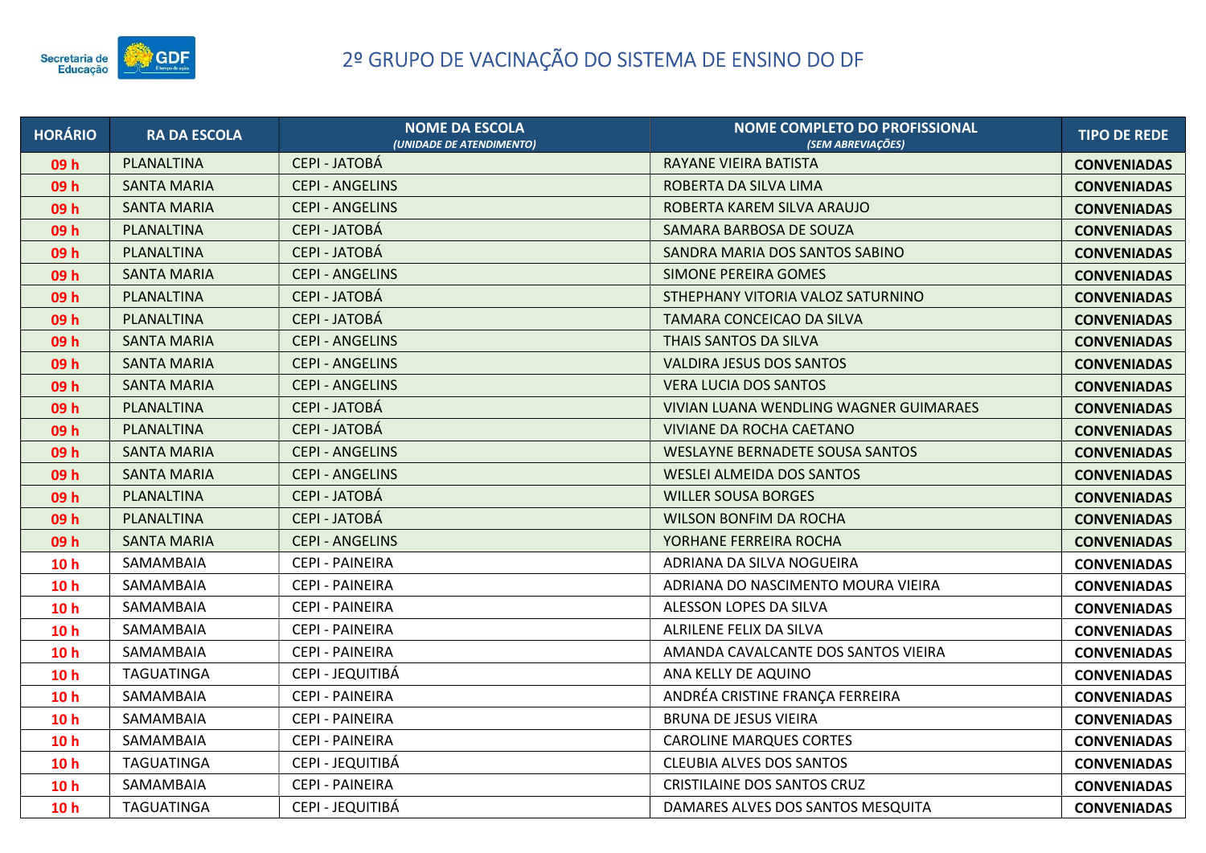# 2º GRUPO DE VACINAÇÃO DO SISTEMA DE ENSINO DO DF

| HORÁRIO | RA DA ESCOLA | NOME DA ESCOLA *(UNIDADE DE ATENDIMENTO)* | NOME COMPLETO DO PROFISSIONAL *(SEM ABREVIAÇÕES)* | TIPO DE REDE |
|---|---|---|---|---|
| 09 h | PLANALTINA | CEPI - JATOBÁ | RAYANE VIEIRA BATISTA | CONVENIADAS |
| 09 h | SANTA MARIA | CEPI - ANGELINS | ROBERTA DA SILVA LIMA | CONVENIADAS |
| 09 h | SANTA MARIA | CEPI - ANGELINS | ROBERTA KAREM SILVA ARAUJO | CONVENIADAS |
| 09 h | PLANALTINA | CEPI - JATOBÁ | SAMARA BARBOSA DE SOUZA | CONVENIADAS |
| 09 h | PLANALTINA | CEPI - JATOBÁ | SANDRA MARIA DOS SANTOS SABINO | CONVENIADAS |
| 09 h | SANTA MARIA | CEPI - ANGELINS | SIMONE PEREIRA GOMES | CONVENIADAS |
| 09 h | PLANALTINA | CEPI - JATOBÁ | STHEPHANY VITORIA VALOZ SATURNINO | CONVENIADAS |
| 09 h | PLANALTINA | CEPI - JATOBÁ | TAMARA CONCEICAO DA SILVA | CONVENIADAS |
| 09 h | SANTA MARIA | CEPI - ANGELINS | THAIS SANTOS DA SILVA | CONVENIADAS |
| 09 h | SANTA MARIA | CEPI - ANGELINS | VALDIRA JESUS DOS SANTOS | CONVENIADAS |
| 09 h | SANTA MARIA | CEPI - ANGELINS | VERA LUCIA DOS SANTOS | CONVENIADAS |
| 09 h | PLANALTINA | CEPI - JATOBÁ | VIVIAN LUANA WENDLING WAGNER GUIMARAES | CONVENIADAS |
| 09 h | PLANALTINA | CEPI - JATOBÁ | VIVIANE DA ROCHA CAETANO | CONVENIADAS |
| 09 h | SANTA MARIA | CEPI - ANGELINS | WESLAYNE BERNADETE SOUSA SANTOS | CONVENIADAS |
| 09 h | SANTA MARIA | CEPI - ANGELINS | WESLEI ALMEIDA DOS SANTOS | CONVENIADAS |
| 09 h | PLANALTINA | CEPI - JATOBÁ | WILLER SOUSA BORGES | CONVENIADAS |
| 09 h | PLANALTINA | CEPI - JATOBÁ | WILSON BONFIM DA ROCHA | CONVENIADAS |
| 09 h | SANTA MARIA | CEPI - ANGELINS | YORHANE FERREIRA ROCHA | CONVENIADAS |
| 10 h | SAMAMBAIA | CEPI - PAINEIRA | ADRIANA DA SILVA NOGUEIRA | CONVENIADAS |
| 10 h | SAMAMBAIA | CEPI - PAINEIRA | ADRIANA DO NASCIMENTO MOURA VIEIRA | CONVENIADAS |
| 10 h | SAMAMBAIA | CEPI - PAINEIRA | ALESSON LOPES DA SILVA | CONVENIADAS |
| 10 h | SAMAMBAIA | CEPI - PAINEIRA | ALRILENE FELIX DA SILVA | CONVENIADAS |
| 10 h | SAMAMBAIA | CEPI - PAINEIRA | AMANDA CAVALCANTE DOS SANTOS VIEIRA | CONVENIADAS |
| 10 h | TAGUATINGA | CEPI - JEQUITIBÁ | ANA KELLY DE AQUINO | CONVENIADAS |
| 10 h | SAMAMBAIA | CEPI - PAINEIRA | ANDRÉA CRISTINE FRANÇA FERREIRA | CONVENIADAS |
| 10 h | SAMAMBAIA | CEPI - PAINEIRA | BRUNA DE JESUS VIEIRA | CONVENIADAS |
| 10 h | SAMAMBAIA | CEPI - PAINEIRA | CAROLINE MARQUES CORTES | CONVENIADAS |
| 10 h | TAGUATINGA | CEPI - JEQUITIBÁ | CLEUBIA ALVES DOS SANTOS | CONVENIADAS |
| 10 h | SAMAMBAIA | CEPI - PAINEIRA | CRISTILAINE DOS SANTOS CRUZ | CONVENIADAS |
| 10 h | TAGUATINGA | CEPI - JEQUITIBÁ | DAMARES ALVES DOS SANTOS MESQUITA | CONVENIADAS |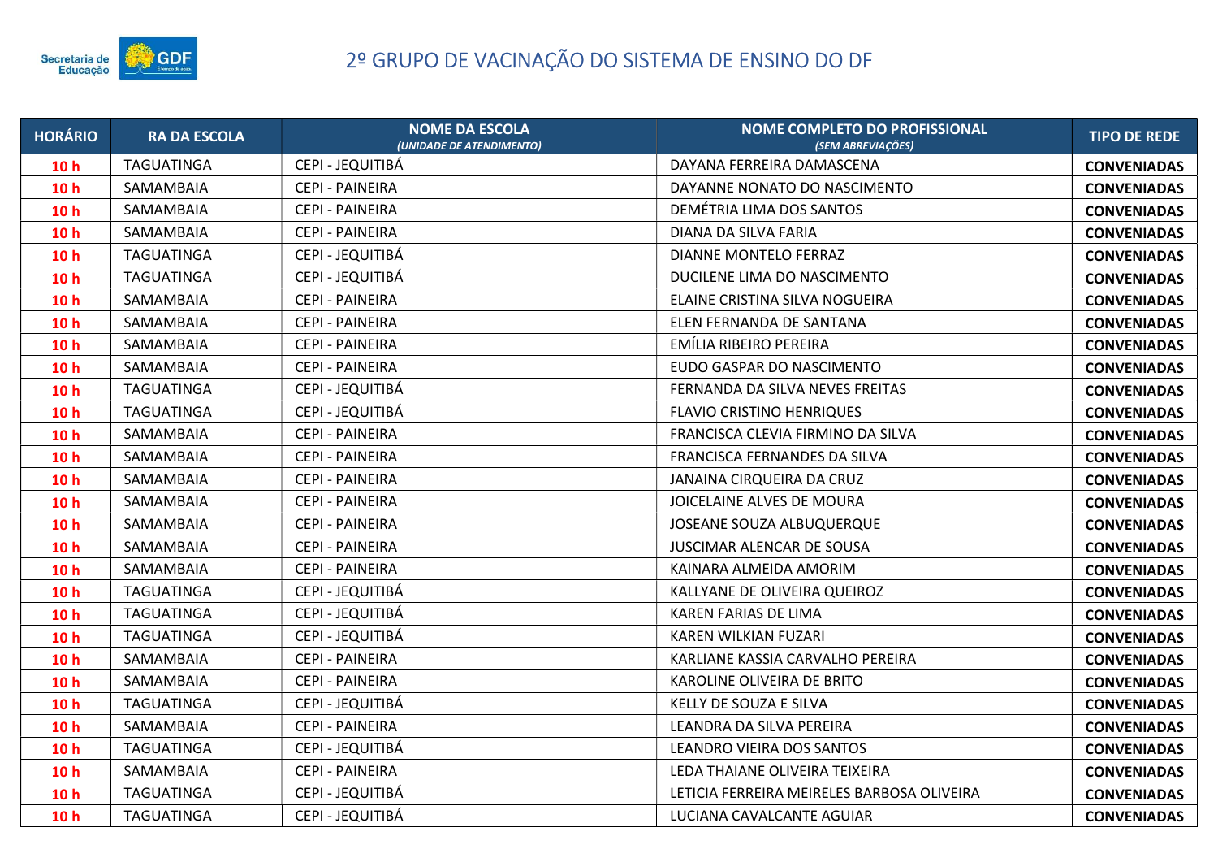# 2º GRUPO DE VACINAÇÃO DO SISTEMA DE ENSINO DO DF

| HORÁRIO | RA DA ESCOLA | NOME DA ESCOLA *(UNIDADE DE ATENDIMENTO)* | NOME COMPLETO DO PROFISSIONAL *(SEM ABREVIAÇÕES)* | TIPO DE REDE |
|---|---|---|---|---|
| 10 h | TAGUATINGA | CEPI - JEQUITIBÁ | DAYANA FERREIRA DAMASCENA | CONVENIADAS |
| 10 h | SAMAMBAIA | CEPI - PAINEIRA | DAYANNE NONATO DO NASCIMENTO | CONVENIADAS |
| 10 h | SAMAMBAIA | CEPI - PAINEIRA | DEMÉTRIA LIMA DOS SANTOS | CONVENIADAS |
| 10 h | SAMAMBAIA | CEPI - PAINEIRA | DIANA DA SILVA FARIA | CONVENIADAS |
| 10 h | TAGUATINGA | CEPI - JEQUITIBÁ | DIANNE MONTELO FERRAZ | CONVENIADAS |
| 10 h | TAGUATINGA | CEPI - JEQUITIBÁ | DUCILENE LIMA DO NASCIMENTO | CONVENIADAS |
| 10 h | SAMAMBAIA | CEPI - PAINEIRA | ELAINE CRISTINA SILVA NOGUEIRA | CONVENIADAS |
| 10 h | SAMAMBAIA | CEPI - PAINEIRA | ELEN FERNANDA DE SANTANA | CONVENIADAS |
| 10 h | SAMAMBAIA | CEPI - PAINEIRA | EMÍLIA RIBEIRO PEREIRA | CONVENIADAS |
| 10 h | SAMAMBAIA | CEPI - PAINEIRA | EUDO GASPAR DO NASCIMENTO | CONVENIADAS |
| 10 h | TAGUATINGA | CEPI - JEQUITIBÁ | FERNANDA DA SILVA NEVES FREITAS | CONVENIADAS |
| 10 h | TAGUATINGA | CEPI - JEQUITIBÁ | FLAVIO CRISTINO HENRIQUES | CONVENIADAS |
| 10 h | SAMAMBAIA | CEPI - PAINEIRA | FRANCISCA CLEVIA FIRMINO DA SILVA | CONVENIADAS |
| 10 h | SAMAMBAIA | CEPI - PAINEIRA | FRANCISCA FERNANDES DA SILVA | CONVENIADAS |
| 10 h | SAMAMBAIA | CEPI - PAINEIRA | JANAINA CIRQUEIRA DA CRUZ | CONVENIADAS |
| 10 h | SAMAMBAIA | CEPI - PAINEIRA | JOICELAINE ALVES DE MOURA | CONVENIADAS |
| 10 h | SAMAMBAIA | CEPI - PAINEIRA | JOSEANE SOUZA ALBUQUERQUE | CONVENIADAS |
| 10 h | SAMAMBAIA | CEPI - PAINEIRA | JUSCIMAR ALENCAR DE SOUSA | CONVENIADAS |
| 10 h | SAMAMBAIA | CEPI - PAINEIRA | KAINARA ALMEIDA AMORIM | CONVENIADAS |
| 10 h | TAGUATINGA | CEPI - JEQUITIBÁ | KALLYANE DE OLIVEIRA QUEIROZ | CONVENIADAS |
| 10 h | TAGUATINGA | CEPI - JEQUITIBÁ | KAREN FARIAS DE LIMA | CONVENIADAS |
| 10 h | TAGUATINGA | CEPI - JEQUITIBÁ | KAREN WILKIAN FUZARI | CONVENIADAS |
| 10 h | SAMAMBAIA | CEPI - PAINEIRA | KARLIANE KASSIA CARVALHO PEREIRA | CONVENIADAS |
| 10 h | SAMAMBAIA | CEPI - PAINEIRA | KAROLINE OLIVEIRA DE BRITO | CONVENIADAS |
| 10 h | TAGUATINGA | CEPI - JEQUITIBÁ | KELLY DE SOUZA E SILVA | CONVENIADAS |
| 10 h | SAMAMBAIA | CEPI - PAINEIRA | LEANDRA DA SILVA PEREIRA | CONVENIADAS |
| 10 h | TAGUATINGA | CEPI - JEQUITIBÁ | LEANDRO VIEIRA DOS SANTOS | CONVENIADAS |
| 10 h | SAMAMBAIA | CEPI - PAINEIRA | LEDA THAIANE OLIVEIRA TEIXEIRA | CONVENIADAS |
| 10 h | TAGUATINGA | CEPI - JEQUITIBÁ | LETICIA FERREIRA MEIRELES BARBOSA OLIVEIRA | CONVENIADAS |
| 10 h | TAGUATINGA | CEPI - JEQUITIBÁ | LUCIANA CAVALCANTE AGUIAR | CONVENIADAS |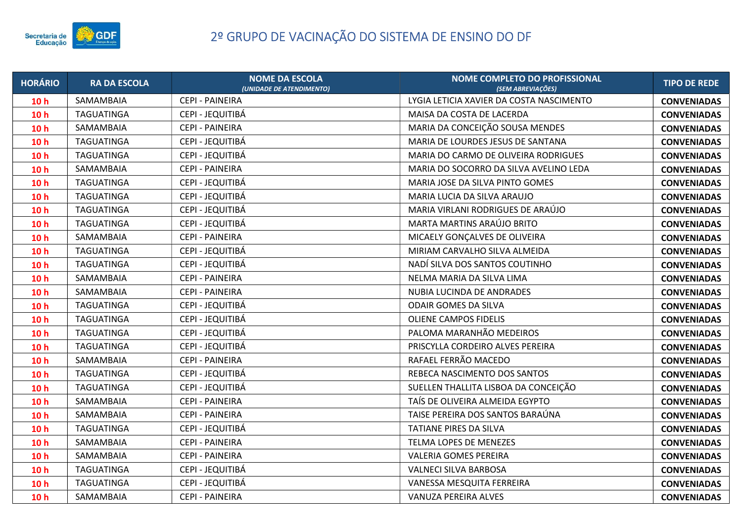# 2º GRUPO DE VACINAÇÃO DO SISTEMA DE ENSINO DO DF

| HORÁRIO | RA DA ESCOLA | NOME DA ESCOLA *(UNIDADE DE ATENDIMENTO)* | NOME COMPLETO DO PROFISSIONAL *(SEM ABREVIAÇÕES)* | TIPO DE REDE |
|---|---|---|---|---|
| 10 h | SAMAMBAIA | CEPI - PAINEIRA | LYGIA LETICIA XAVIER DA COSTA NASCIMENTO | CONVENIADAS |
| 10 h | TAGUATINGA | CEPI - JEQUITIBÁ | MAISA DA COSTA DE LACERDA | CONVENIADAS |
| 10 h | SAMAMBAIA | CEPI - PAINEIRA | MARIA DA CONCEIÇÃO SOUSA MENDES | CONVENIADAS |
| 10 h | TAGUATINGA | CEPI - JEQUITIBÁ | MARIA DE LOURDES JESUS DE SANTANA | CONVENIADAS |
| 10 h | TAGUATINGA | CEPI - JEQUITIBÁ | MARIA DO CARMO DE OLIVEIRA RODRIGUES | CONVENIADAS |
| 10 h | SAMAMBAIA | CEPI - PAINEIRA | MARIA DO SOCORRO DA SILVA AVELINO LEDA | CONVENIADAS |
| 10 h | TAGUATINGA | CEPI - JEQUITIBÁ | MARIA JOSE DA SILVA PINTO GOMES | CONVENIADAS |
| 10 h | TAGUATINGA | CEPI - JEQUITIBÁ | MARIA LUCIA DA SILVA ARAUJO | CONVENIADAS |
| 10 h | TAGUATINGA | CEPI - JEQUITIBÁ | MARIA VIRLANI RODRIGUES DE ARAÚJO | CONVENIADAS |
| 10 h | TAGUATINGA | CEPI - JEQUITIBÁ | MARTA MARTINS ARAÚJO BRITO | CONVENIADAS |
| 10 h | SAMAMBAIA | CEPI - PAINEIRA | MICAELY GONÇALVES DE OLIVEIRA | CONVENIADAS |
| 10 h | TAGUATINGA | CEPI - JEQUITIBÁ | MIRIAM CARVALHO SILVA ALMEIDA | CONVENIADAS |
| 10 h | TAGUATINGA | CEPI - JEQUITIBÁ | NADÍ SILVA DOS SANTOS COUTINHO | CONVENIADAS |
| 10 h | SAMAMBAIA | CEPI - PAINEIRA | NELMA MARIA DA SILVA LIMA | CONVENIADAS |
| 10 h | SAMAMBAIA | CEPI - PAINEIRA | NUBIA LUCINDA DE ANDRADES | CONVENIADAS |
| 10 h | TAGUATINGA | CEPI - JEQUITIBÁ | ODAIR GOMES DA SILVA | CONVENIADAS |
| 10 h | TAGUATINGA | CEPI - JEQUITIBÁ | OLIENE CAMPOS FIDELIS | CONVENIADAS |
| 10 h | TAGUATINGA | CEPI - JEQUITIBÁ | PALOMA MARANHÃO MEDEIROS | CONVENIADAS |
| 10 h | TAGUATINGA | CEPI - JEQUITIBÁ | PRISCYLLA CORDEIRO ALVES PEREIRA | CONVENIADAS |
| 10 h | SAMAMBAIA | CEPI - PAINEIRA | RAFAEL FERRÃO MACEDO | CONVENIADAS |
| 10 h | TAGUATINGA | CEPI - JEQUITIBÁ | REBECA NASCIMENTO DOS SANTOS | CONVENIADAS |
| 10 h | TAGUATINGA | CEPI - JEQUITIBÁ | SUELLEN THALLITA LISBOA DA CONCEIÇÃO | CONVENIADAS |
| 10 h | SAMAMBAIA | CEPI - PAINEIRA | TAÍS DE OLIVEIRA ALMEIDA EGYPTO | CONVENIADAS |
| 10 h | SAMAMBAIA | CEPI - PAINEIRA | TAISE PEREIRA DOS SANTOS BARAÚNA | CONVENIADAS |
| 10 h | TAGUATINGA | CEPI - JEQUITIBÁ | TATIANE PIRES DA SILVA | CONVENIADAS |
| 10 h | SAMAMBAIA | CEPI - PAINEIRA | TELMA LOPES DE MENEZES | CONVENIADAS |
| 10 h | SAMAMBAIA | CEPI - PAINEIRA | VALERIA GOMES PEREIRA | CONVENIADAS |
| 10 h | TAGUATINGA | CEPI - JEQUITIBÁ | VALNECI SILVA BARBOSA | CONVENIADAS |
| 10 h | TAGUATINGA | CEPI - JEQUITIBÁ | VANESSA MESQUITA FERREIRA | CONVENIADAS |
| 10 h | SAMAMBAIA | CEPI - PAINEIRA | VANUZA PEREIRA ALVES | CONVENIADAS |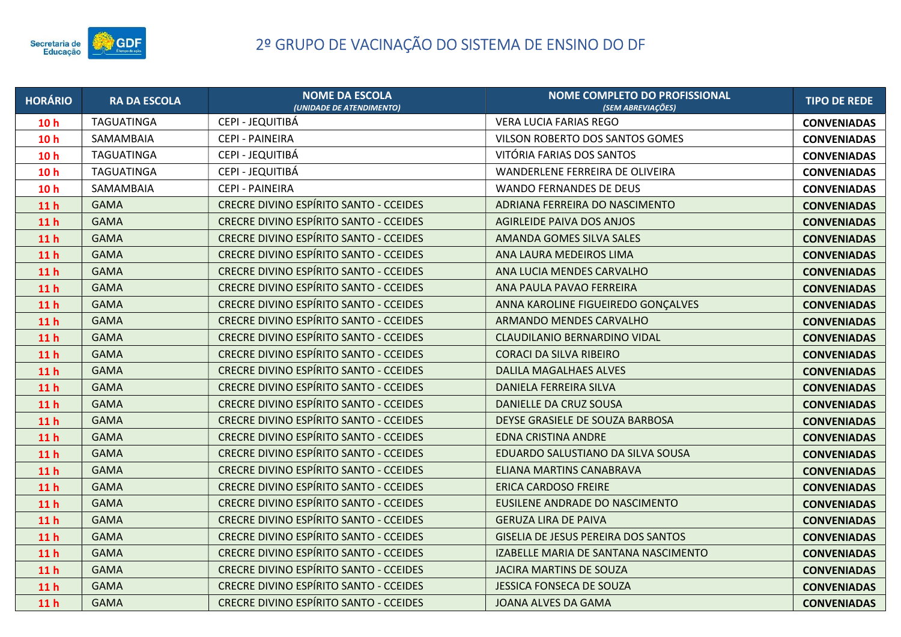# 2º GRUPO DE VACINAÇÃO DO SISTEMA DE ENSINO DO DF

| HORÁRIO | RA DA ESCOLA | NOME DA ESCOLA *(UNIDADE DE ATENDIMENTO)* | NOME COMPLETO DO PROFISSIONAL *(SEM ABREVIAÇÕES)* | TIPO DE REDE |
|---|---|---|---|---|
| 10 h | TAGUATINGA | CEPI - JEQUITIBÁ | VERA LUCIA FARIAS REGO | CONVENIADAS |
| 10 h | SAMAMBAIA | CEPI - PAINEIRA | VILSON ROBERTO DOS SANTOS GOMES | CONVENIADAS |
| 10 h | TAGUATINGA | CEPI - JEQUITIBÁ | VITÓRIA FARIAS DOS SANTOS | CONVENIADAS |
| 10 h | TAGUATINGA | CEPI - JEQUITIBÁ | WANDERLENE FERREIRA DE OLIVEIRA | CONVENIADAS |
| 10 h | SAMAMBAIA | CEPI - PAINEIRA | WANDO FERNANDES DE DEUS | CONVENIADAS |
| 11 h | GAMA | CRECRE DIVINO ESPÍRITO SANTO - CCEIDES | ADRIANA FERREIRA DO NASCIMENTO | CONVENIADAS |
| 11 h | GAMA | CRECRE DIVINO ESPÍRITO SANTO - CCEIDES | AGIRLEIDE PAIVA DOS ANJOS | CONVENIADAS |
| 11 h | GAMA | CRECRE DIVINO ESPÍRITO SANTO - CCEIDES | AMANDA GOMES SILVA SALES | CONVENIADAS |
| 11 h | GAMA | CRECRE DIVINO ESPÍRITO SANTO - CCEIDES | ANA LAURA MEDEIROS LIMA | CONVENIADAS |
| 11 h | GAMA | CRECRE DIVINO ESPÍRITO SANTO - CCEIDES | ANA LUCIA MENDES CARVALHO | CONVENIADAS |
| 11 h | GAMA | CRECRE DIVINO ESPÍRITO SANTO - CCEIDES | ANA PAULA PAVAO FERREIRA | CONVENIADAS |
| 11 h | GAMA | CRECRE DIVINO ESPÍRITO SANTO - CCEIDES | ANNA KAROLINE FIGUEIREDO GONÇALVES | CONVENIADAS |
| 11 h | GAMA | CRECRE DIVINO ESPÍRITO SANTO - CCEIDES | ARMANDO MENDES CARVALHO | CONVENIADAS |
| 11 h | GAMA | CRECRE DIVINO ESPÍRITO SANTO - CCEIDES | CLAUDILANIO BERNARDINO VIDAL | CONVENIADAS |
| 11 h | GAMA | CRECRE DIVINO ESPÍRITO SANTO - CCEIDES | CORACI DA SILVA RIBEIRO | CONVENIADAS |
| 11 h | GAMA | CRECRE DIVINO ESPÍRITO SANTO - CCEIDES | DALILA MAGALHAES ALVES | CONVENIADAS |
| 11 h | GAMA | CRECRE DIVINO ESPÍRITO SANTO - CCEIDES | DANIELA FERREIRA SILVA | CONVENIADAS |
| 11 h | GAMA | CRECRE DIVINO ESPÍRITO SANTO - CCEIDES | DANIELLE DA CRUZ SOUSA | CONVENIADAS |
| 11 h | GAMA | CRECRE DIVINO ESPÍRITO SANTO - CCEIDES | DEYSE GRASIELE DE SOUZA BARBOSA | CONVENIADAS |
| 11 h | GAMA | CRECRE DIVINO ESPÍRITO SANTO - CCEIDES | EDNA CRISTINA ANDRE | CONVENIADAS |
| 11 h | GAMA | CRECRE DIVINO ESPÍRITO SANTO - CCEIDES | EDUARDO SALUSTIANO DA SILVA SOUSA | CONVENIADAS |
| 11 h | GAMA | CRECRE DIVINO ESPÍRITO SANTO - CCEIDES | ELIANA MARTINS CANABRAVA | CONVENIADAS |
| 11 h | GAMA | CRECRE DIVINO ESPÍRITO SANTO - CCEIDES | ERICA CARDOSO FREIRE | CONVENIADAS |
| 11 h | GAMA | CRECRE DIVINO ESPÍRITO SANTO - CCEIDES | EUSILENE ANDRADE DO NASCIMENTO | CONVENIADAS |
| 11 h | GAMA | CRECRE DIVINO ESPÍRITO SANTO - CCEIDES | GERUZA LIRA DE PAIVA | CONVENIADAS |
| 11 h | GAMA | CRECRE DIVINO ESPÍRITO SANTO - CCEIDES | GISELIA DE JESUS PEREIRA DOS SANTOS | CONVENIADAS |
| 11 h | GAMA | CRECRE DIVINO ESPÍRITO SANTO - CCEIDES | IZABELLE MARIA DE SANTANA NASCIMENTO | CONVENIADAS |
| 11 h | GAMA | CRECRE DIVINO ESPÍRITO SANTO - CCEIDES | JACIRA MARTINS DE SOUZA | CONVENIADAS |
| 11 h | GAMA | CRECRE DIVINO ESPÍRITO SANTO - CCEIDES | JESSICA FONSECA DE SOUZA | CONVENIADAS |
| 11 h | GAMA | CRECRE DIVINO ESPÍRITO SANTO - CCEIDES | JOANA ALVES DA GAMA | CONVENIADAS |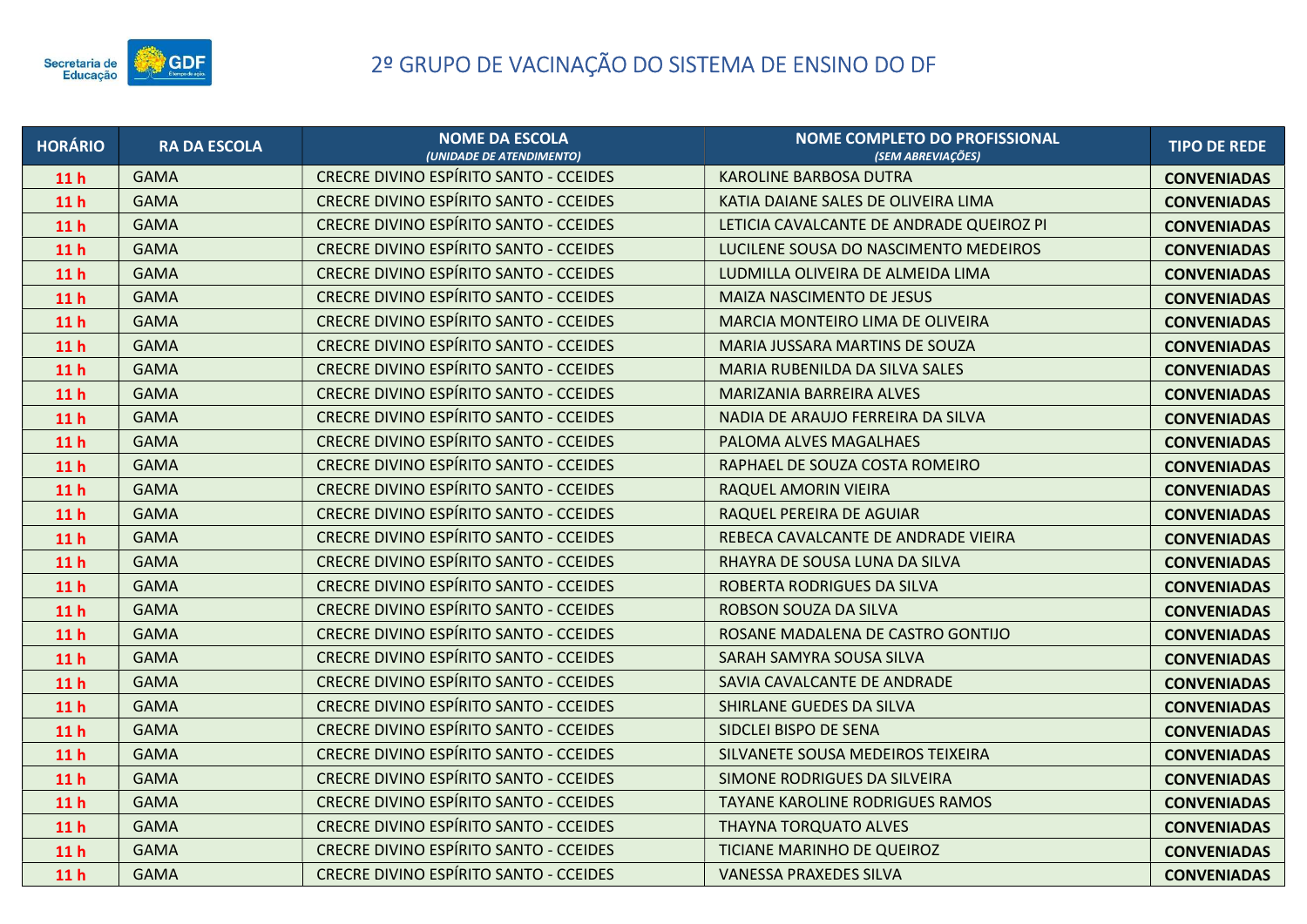# 2º GRUPO DE VACINAÇÃO DO SISTEMA DE ENSINO DO DF

| HORÁRIO | RA DA ESCOLA | NOME DA ESCOLA *(UNIDADE DE ATENDIMENTO)* | NOME COMPLETO DO PROFISSIONAL *(SEM ABREVIAÇÕES)* | TIPO DE REDE |
|---|---|---|---|---|
| 11 h | GAMA | CRECRE DIVINO ESPÍRITO SANTO - CCEIDES | KAROLINE BARBOSA DUTRA | CONVENIADAS |
| 11 h | GAMA | CRECRE DIVINO ESPÍRITO SANTO - CCEIDES | KATIA DAIANE SALES DE OLIVEIRA LIMA | CONVENIADAS |
| 11 h | GAMA | CRECRE DIVINO ESPÍRITO SANTO - CCEIDES | LETICIA CAVALCANTE DE ANDRADE QUEIROZ PI | CONVENIADAS |
| 11 h | GAMA | CRECRE DIVINO ESPÍRITO SANTO - CCEIDES | LUCILENE SOUSA DO NASCIMENTO MEDEIROS | CONVENIADAS |
| 11 h | GAMA | CRECRE DIVINO ESPÍRITO SANTO - CCEIDES | LUDMILLA OLIVEIRA DE ALMEIDA LIMA | CONVENIADAS |
| 11 h | GAMA | CRECRE DIVINO ESPÍRITO SANTO - CCEIDES | MAIZA NASCIMENTO DE JESUS | CONVENIADAS |
| 11 h | GAMA | CRECRE DIVINO ESPÍRITO SANTO - CCEIDES | MARCIA MONTEIRO LIMA DE OLIVEIRA | CONVENIADAS |
| 11 h | GAMA | CRECRE DIVINO ESPÍRITO SANTO - CCEIDES | MARIA JUSSARA MARTINS DE SOUZA | CONVENIADAS |
| 11 h | GAMA | CRECRE DIVINO ESPÍRITO SANTO - CCEIDES | MARIA RUBENILDA DA SILVA SALES | CONVENIADAS |
| 11 h | GAMA | CRECRE DIVINO ESPÍRITO SANTO - CCEIDES | MARIZANIA BARREIRA ALVES | CONVENIADAS |
| 11 h | GAMA | CRECRE DIVINO ESPÍRITO SANTO - CCEIDES | NADIA DE ARAUJO FERREIRA DA SILVA | CONVENIADAS |
| 11 h | GAMA | CRECRE DIVINO ESPÍRITO SANTO - CCEIDES | PALOMA ALVES MAGALHAES | CONVENIADAS |
| 11 h | GAMA | CRECRE DIVINO ESPÍRITO SANTO - CCEIDES | RAPHAEL DE SOUZA COSTA ROMEIRO | CONVENIADAS |
| 11 h | GAMA | CRECRE DIVINO ESPÍRITO SANTO - CCEIDES | RAQUEL AMORIN VIEIRA | CONVENIADAS |
| 11 h | GAMA | CRECRE DIVINO ESPÍRITO SANTO - CCEIDES | RAQUEL PEREIRA DE AGUIAR | CONVENIADAS |
| 11 h | GAMA | CRECRE DIVINO ESPÍRITO SANTO - CCEIDES | REBECA CAVALCANTE DE ANDRADE VIEIRA | CONVENIADAS |
| 11 h | GAMA | CRECRE DIVINO ESPÍRITO SANTO - CCEIDES | RHAYRA DE SOUSA LUNA DA SILVA | CONVENIADAS |
| 11 h | GAMA | CRECRE DIVINO ESPÍRITO SANTO - CCEIDES | ROBERTA RODRIGUES DA SILVA | CONVENIADAS |
| 11 h | GAMA | CRECRE DIVINO ESPÍRITO SANTO - CCEIDES | ROBSON SOUZA DA SILVA | CONVENIADAS |
| 11 h | GAMA | CRECRE DIVINO ESPÍRITO SANTO - CCEIDES | ROSANE MADALENA DE CASTRO GONTIJO | CONVENIADAS |
| 11 h | GAMA | CRECRE DIVINO ESPÍRITO SANTO - CCEIDES | SARAH SAMYRA SOUSA SILVA | CONVENIADAS |
| 11 h | GAMA | CRECRE DIVINO ESPÍRITO SANTO - CCEIDES | SAVIA CAVALCANTE DE ANDRADE | CONVENIADAS |
| 11 h | GAMA | CRECRE DIVINO ESPÍRITO SANTO - CCEIDES | SHIRLANE GUEDES DA SILVA | CONVENIADAS |
| 11 h | GAMA | CRECRE DIVINO ESPÍRITO SANTO - CCEIDES | SIDCLEI BISPO DE SENA | CONVENIADAS |
| 11 h | GAMA | CRECRE DIVINO ESPÍRITO SANTO - CCEIDES | SILVANETE SOUSA MEDEIROS TEIXEIRA | CONVENIADAS |
| 11 h | GAMA | CRECRE DIVINO ESPÍRITO SANTO - CCEIDES | SIMONE RODRIGUES DA SILVEIRA | CONVENIADAS |
| 11 h | GAMA | CRECRE DIVINO ESPÍRITO SANTO - CCEIDES | TAYANE KAROLINE RODRIGUES RAMOS | CONVENIADAS |
| 11 h | GAMA | CRECRE DIVINO ESPÍRITO SANTO - CCEIDES | THAYNA TORQUATO ALVES | CONVENIADAS |
| 11 h | GAMA | CRECRE DIVINO ESPÍRITO SANTO - CCEIDES | TICIANE MARINHO DE QUEIROZ | CONVENIADAS |
| 11 h | GAMA | CRECRE DIVINO ESPÍRITO SANTO - CCEIDES | VANESSA PRAXEDES SILVA | CONVENIADAS |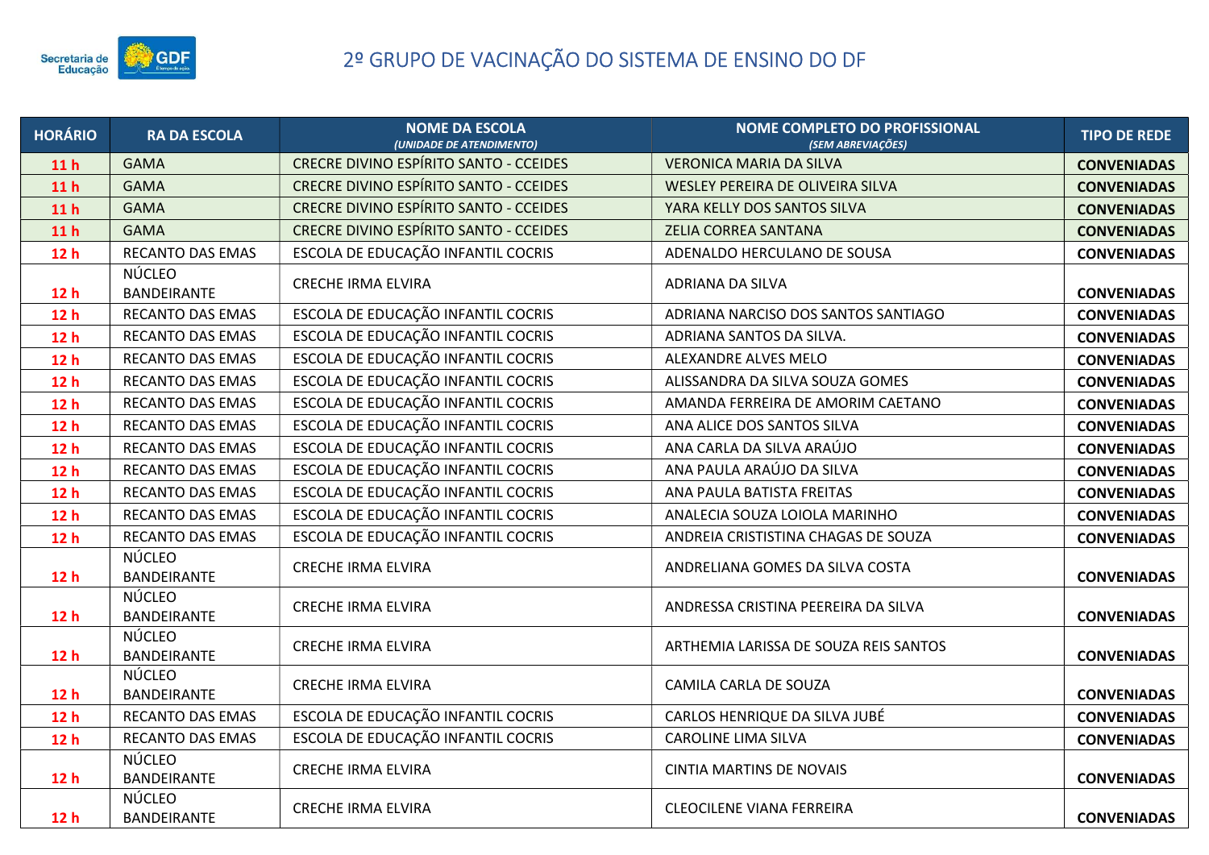# 2º GRUPO DE VACINAÇÃO DO SISTEMA DE ENSINO DO DF

| HORÁRIO | RA DA ESCOLA | NOME DA ESCOLA *(UNIDADE DE ATENDIMENTO)* | NOME COMPLETO DO PROFISSIONAL *(SEM ABREVIAÇÕES)* | TIPO DE REDE |
|---|---|---|---|---|
| 11 h | GAMA | CRECRE DIVINO ESPÍRITO SANTO - CCEIDES | VERONICA MARIA DA SILVA | CONVENIADAS |
| 11 h | GAMA | CRECRE DIVINO ESPÍRITO SANTO - CCEIDES | WESLEY PEREIRA DE OLIVEIRA SILVA | CONVENIADAS |
| 11 h | GAMA | CRECRE DIVINO ESPÍRITO SANTO - CCEIDES | YARA KELLY DOS SANTOS SILVA | CONVENIADAS |
| 11 h | GAMA | CRECRE DIVINO ESPÍRITO SANTO - CCEIDES | ZELIA CORREA SANTANA | CONVENIADAS |
| 12 h | RECANTO DAS EMAS | ESCOLA DE EDUCAÇÃO INFANTIL COCRIS | ADENALDO HERCULANO DE SOUSA | CONVENIADAS |
| 12 h | NÚCLEO BANDEIRANTE | CRECHE IRMA ELVIRA | ADRIANA DA SILVA | CONVENIADAS |
| 12 h | RECANTO DAS EMAS | ESCOLA DE EDUCAÇÃO INFANTIL COCRIS | ADRIANA NARCISO DOS SANTOS SANTIAGO | CONVENIADAS |
| 12 h | RECANTO DAS EMAS | ESCOLA DE EDUCAÇÃO INFANTIL COCRIS | ADRIANA SANTOS DA SILVA. | CONVENIADAS |
| 12 h | RECANTO DAS EMAS | ESCOLA DE EDUCAÇÃO INFANTIL COCRIS | ALEXANDRE ALVES MELO | CONVENIADAS |
| 12 h | RECANTO DAS EMAS | ESCOLA DE EDUCAÇÃO INFANTIL COCRIS | ALISSANDRA DA SILVA SOUZA GOMES | CONVENIADAS |
| 12 h | RECANTO DAS EMAS | ESCOLA DE EDUCAÇÃO INFANTIL COCRIS | AMANDA FERREIRA DE AMORIM CAETANO | CONVENIADAS |
| 12 h | RECANTO DAS EMAS | ESCOLA DE EDUCAÇÃO INFANTIL COCRIS | ANA ALICE DOS SANTOS SILVA | CONVENIADAS |
| 12 h | RECANTO DAS EMAS | ESCOLA DE EDUCAÇÃO INFANTIL COCRIS | ANA CARLA DA SILVA ARAÚJO | CONVENIADAS |
| 12 h | RECANTO DAS EMAS | ESCOLA DE EDUCAÇÃO INFANTIL COCRIS | ANA PAULA ARAÚJO DA SILVA | CONVENIADAS |
| 12 h | RECANTO DAS EMAS | ESCOLA DE EDUCAÇÃO INFANTIL COCRIS | ANA PAULA BATISTA FREITAS | CONVENIADAS |
| 12 h | RECANTO DAS EMAS | ESCOLA DE EDUCAÇÃO INFANTIL COCRIS | ANALECIA SOUZA LOIOLA MARINHO | CONVENIADAS |
| 12 h | RECANTO DAS EMAS | ESCOLA DE EDUCAÇÃO INFANTIL COCRIS | ANDREIA CRISTISTINA CHAGAS DE SOUZA | CONVENIADAS |
| 12 h | NÚCLEO BANDEIRANTE | CRECHE IRMA ELVIRA | ANDRELIANA GOMES DA SILVA COSTA | CONVENIADAS |
| 12 h | NÚCLEO BANDEIRANTE | CRECHE IRMA ELVIRA | ANDRESSA CRISTINA PEEREIRA DA SILVA | CONVENIADAS |
| 12 h | NÚCLEO BANDEIRANTE | CRECHE IRMA ELVIRA | ARTHEMIA LARISSA DE SOUZA REIS SANTOS | CONVENIADAS |
| 12 h | NÚCLEO BANDEIRANTE | CRECHE IRMA ELVIRA | CAMILA CARLA DE SOUZA | CONVENIADAS |
| 12 h | RECANTO DAS EMAS | ESCOLA DE EDUCAÇÃO INFANTIL COCRIS | CARLOS HENRIQUE DA SILVA JUBÉ | CONVENIADAS |
| 12 h | RECANTO DAS EMAS | ESCOLA DE EDUCAÇÃO INFANTIL COCRIS | CAROLINE LIMA SILVA | CONVENIADAS |
| 12 h | NÚCLEO BANDEIRANTE | CRECHE IRMA ELVIRA | CINTIA MARTINS DE NOVAIS | CONVENIADAS |
| 12 h | NÚCLEO BANDEIRANTE | CRECHE IRMA ELVIRA | CLEOCILENE VIANA FERREIRA | CONVENIADAS |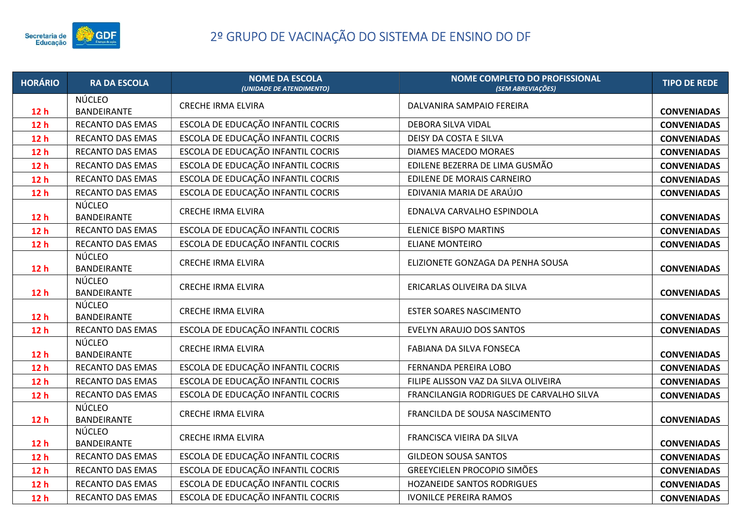# 2º GRUPO DE VACINAÇÃO DO SISTEMA DE ENSINO DO DF

| HORÁRIO | RA DA ESCOLA | NOME DA ESCOLA *(UNIDADE DE ATENDIMENTO)* | NOME COMPLETO DO PROFISSIONAL *(SEM ABREVIAÇÕES)* | TIPO DE REDE |
|---|---|---|---|---|
| 12 h | NÚCLEO BANDEIRANTE | CRECHE IRMA ELVIRA | DALVANIRA SAMPAIO FEREIRA | CONVENIADAS |
| 12 h | RECANTO DAS EMAS | ESCOLA DE EDUCAÇÃO INFANTIL COCRIS | DEBORA SILVA VIDAL | CONVENIADAS |
| 12 h | RECANTO DAS EMAS | ESCOLA DE EDUCAÇÃO INFANTIL COCRIS | DEISY DA COSTA E SILVA | CONVENIADAS |
| 12 h | RECANTO DAS EMAS | ESCOLA DE EDUCAÇÃO INFANTIL COCRIS | DIAMES MACEDO MORAES | CONVENIADAS |
| 12 h | RECANTO DAS EMAS | ESCOLA DE EDUCAÇÃO INFANTIL COCRIS | EDILENE BEZERRA DE LIMA GUSMÃO | CONVENIADAS |
| 12 h | RECANTO DAS EMAS | ESCOLA DE EDUCAÇÃO INFANTIL COCRIS | EDILENE DE MORAIS CARNEIRO | CONVENIADAS |
| 12 h | RECANTO DAS EMAS | ESCOLA DE EDUCAÇÃO INFANTIL COCRIS | EDIVANIA MARIA DE ARAÚJO | CONVENIADAS |
| 12 h | NÚCLEO BANDEIRANTE | CRECHE IRMA ELVIRA | EDNALVA CARVALHO ESPINDOLA | CONVENIADAS |
| 12 h | RECANTO DAS EMAS | ESCOLA DE EDUCAÇÃO INFANTIL COCRIS | ELENICE BISPO MARTINS | CONVENIADAS |
| 12 h | RECANTO DAS EMAS | ESCOLA DE EDUCAÇÃO INFANTIL COCRIS | ELIANE MONTEIRO | CONVENIADAS |
| 12 h | NÚCLEO BANDEIRANTE | CRECHE IRMA ELVIRA | ELIZIONETE GONZAGA DA PENHA SOUSA | CONVENIADAS |
| 12 h | NÚCLEO BANDEIRANTE | CRECHE IRMA ELVIRA | ERICARLAS OLIVEIRA DA SILVA | CONVENIADAS |
| 12 h | NÚCLEO BANDEIRANTE | CRECHE IRMA ELVIRA | ESTER SOARES NASCIMENTO | CONVENIADAS |
| 12 h | RECANTO DAS EMAS | ESCOLA DE EDUCAÇÃO INFANTIL COCRIS | EVELYN ARAUJO DOS SANTOS | CONVENIADAS |
| 12 h | NÚCLEO BANDEIRANTE | CRECHE IRMA ELVIRA | FABIANA DA SILVA FONSECA | CONVENIADAS |
| 12 h | RECANTO DAS EMAS | ESCOLA DE EDUCAÇÃO INFANTIL COCRIS | FERNANDA PEREIRA LOBO | CONVENIADAS |
| 12 h | RECANTO DAS EMAS | ESCOLA DE EDUCAÇÃO INFANTIL COCRIS | FILIPE ALISSON VAZ DA SILVA OLIVEIRA | CONVENIADAS |
| 12 h | RECANTO DAS EMAS | ESCOLA DE EDUCAÇÃO INFANTIL COCRIS | FRANCILANGIA RODRIGUES DE CARVALHO SILVA | CONVENIADAS |
| 12 h | NÚCLEO BANDEIRANTE | CRECHE IRMA ELVIRA | FRANCILDA DE SOUSA NASCIMENTO | CONVENIADAS |
| 12 h | NÚCLEO BANDEIRANTE | CRECHE IRMA ELVIRA | FRANCISCA VIEIRA DA SILVA | CONVENIADAS |
| 12 h | RECANTO DAS EMAS | ESCOLA DE EDUCAÇÃO INFANTIL COCRIS | GILDEON SOUSA SANTOS | CONVENIADAS |
| 12 h | RECANTO DAS EMAS | ESCOLA DE EDUCAÇÃO INFANTIL COCRIS | GREEYCIELEN PROCOPIO SIMÕES | CONVENIADAS |
| 12 h | RECANTO DAS EMAS | ESCOLA DE EDUCAÇÃO INFANTIL COCRIS | HOZANEIDE SANTOS RODRIGUES | CONVENIADAS |
| 12 h | RECANTO DAS EMAS | ESCOLA DE EDUCAÇÃO INFANTIL COCRIS | IVONILCE PEREIRA RAMOS | CONVENIADAS |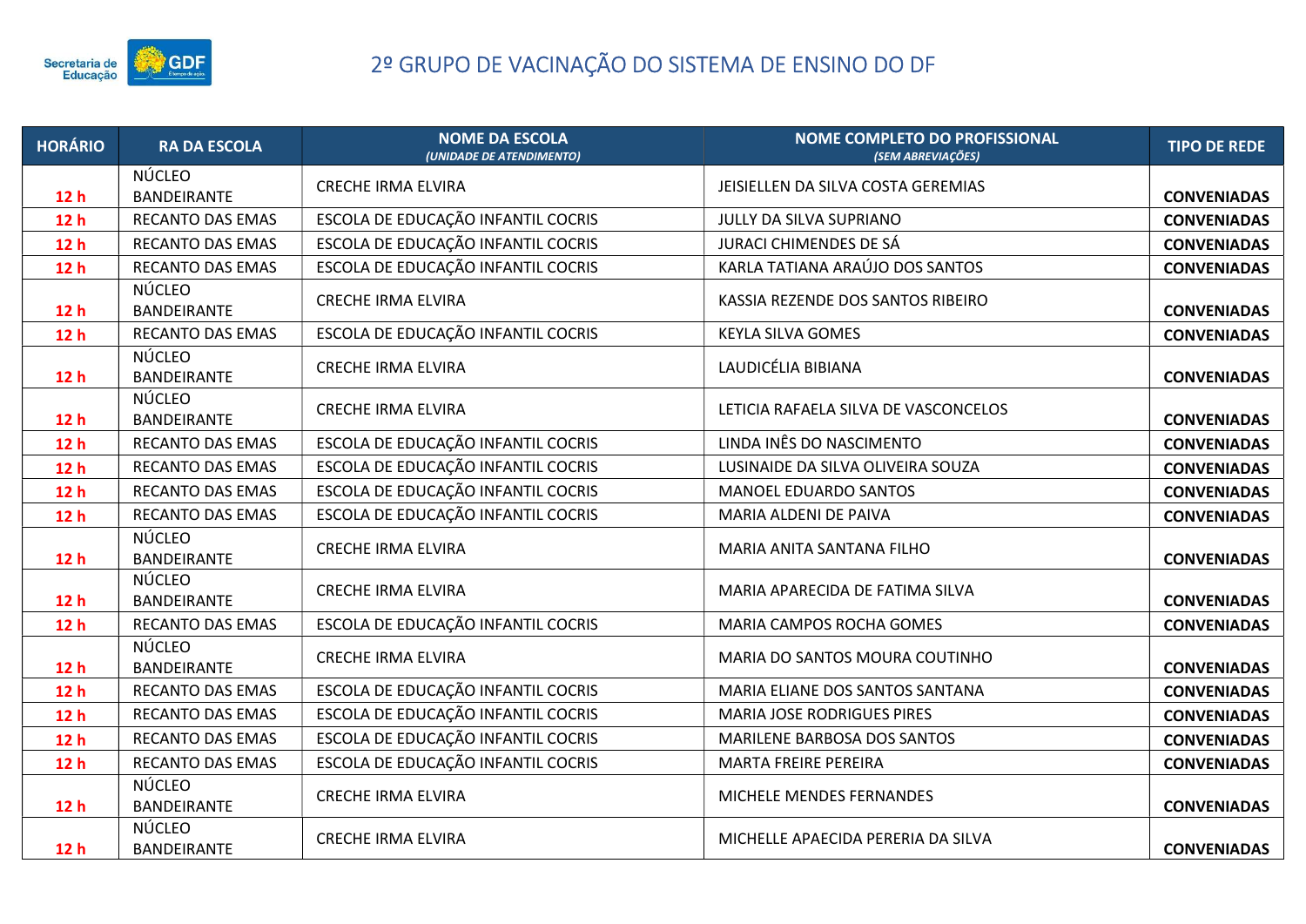# 2º GRUPO DE VACINAÇÃO DO SISTEMA DE ENSINO DO DF

| HORÁRIO | RA DA ESCOLA | NOME DA ESCOLA *(UNIDADE DE ATENDIMENTO)* | NOME COMPLETO DO PROFISSIONAL *(SEM ABREVIAÇÕES)* | TIPO DE REDE |
|---|---|---|---|---|
| 12 h | NÚCLEO BANDEIRANTE | CRECHE IRMA ELVIRA | JEISIELLEN DA SILVA COSTA GEREMIAS | CONVENIADAS |
| 12 h | RECANTO DAS EMAS | ESCOLA DE EDUCAÇÃO INFANTIL COCRIS | JULLY DA SILVA SUPRIANO | CONVENIADAS |
| 12 h | RECANTO DAS EMAS | ESCOLA DE EDUCAÇÃO INFANTIL COCRIS | JURACI CHIMENDES DE SÁ | CONVENIADAS |
| 12 h | RECANTO DAS EMAS | ESCOLA DE EDUCAÇÃO INFANTIL COCRIS | KARLA TATIANA ARAÚJO DOS SANTOS | CONVENIADAS |
| 12 h | NÚCLEO BANDEIRANTE | CRECHE IRMA ELVIRA | KASSIA REZENDE DOS SANTOS RIBEIRO | CONVENIADAS |
| 12 h | RECANTO DAS EMAS | ESCOLA DE EDUCAÇÃO INFANTIL COCRIS | KEYLA SILVA GOMES | CONVENIADAS |
| 12 h | NÚCLEO BANDEIRANTE | CRECHE IRMA ELVIRA | LAUDICÉLIA BIBIANA | CONVENIADAS |
| 12 h | NÚCLEO BANDEIRANTE | CRECHE IRMA ELVIRA | LETICIA RAFAELA SILVA DE VASCONCELOS | CONVENIADAS |
| 12 h | RECANTO DAS EMAS | ESCOLA DE EDUCAÇÃO INFANTIL COCRIS | LINDA INÊS DO NASCIMENTO | CONVENIADAS |
| 12 h | RECANTO DAS EMAS | ESCOLA DE EDUCAÇÃO INFANTIL COCRIS | LUSINAIDE DA SILVA OLIVEIRA SOUZA | CONVENIADAS |
| 12 h | RECANTO DAS EMAS | ESCOLA DE EDUCAÇÃO INFANTIL COCRIS | MANOEL EDUARDO SANTOS | CONVENIADAS |
| 12 h | RECANTO DAS EMAS | ESCOLA DE EDUCAÇÃO INFANTIL COCRIS | MARIA ALDENI DE PAIVA | CONVENIADAS |
| 12 h | NÚCLEO BANDEIRANTE | CRECHE IRMA ELVIRA | MARIA ANITA SANTANA FILHO | CONVENIADAS |
| 12 h | NÚCLEO BANDEIRANTE | CRECHE IRMA ELVIRA | MARIA APARECIDA DE FATIMA SILVA | CONVENIADAS |
| 12 h | RECANTO DAS EMAS | ESCOLA DE EDUCAÇÃO INFANTIL COCRIS | MARIA CAMPOS ROCHA GOMES | CONVENIADAS |
| 12 h | NÚCLEO BANDEIRANTE | CRECHE IRMA ELVIRA | MARIA DO SANTOS MOURA COUTINHO | CONVENIADAS |
| 12 h | RECANTO DAS EMAS | ESCOLA DE EDUCAÇÃO INFANTIL COCRIS | MARIA ELIANE DOS SANTOS SANTANA | CONVENIADAS |
| 12 h | RECANTO DAS EMAS | ESCOLA DE EDUCAÇÃO INFANTIL COCRIS | MARIA JOSE RODRIGUES PIRES | CONVENIADAS |
| 12 h | RECANTO DAS EMAS | ESCOLA DE EDUCAÇÃO INFANTIL COCRIS | MARILENE BARBOSA DOS SANTOS | CONVENIADAS |
| 12 h | RECANTO DAS EMAS | ESCOLA DE EDUCAÇÃO INFANTIL COCRIS | MARTA FREIRE PEREIRA | CONVENIADAS |
| 12 h | NÚCLEO BANDEIRANTE | CRECHE IRMA ELVIRA | MICHELE MENDES FERNANDES | CONVENIADAS |
| 12 h | NÚCLEO BANDEIRANTE | CRECHE IRMA ELVIRA | MICHELLE APAECIDA PERERIA DA SILVA | CONVENIADAS |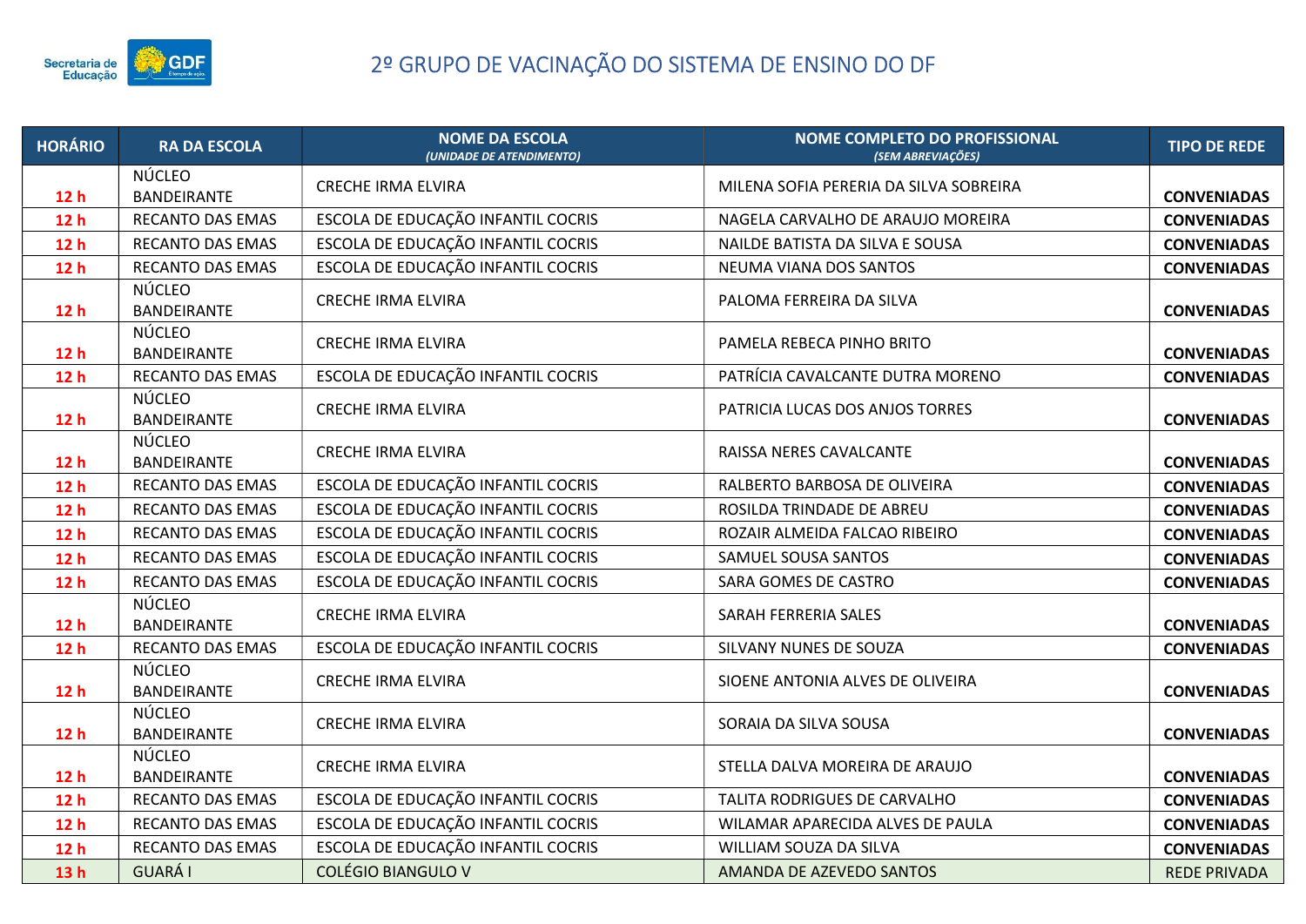# 2º GRUPO DE VACINAÇÃO DO SISTEMA DE ENSINO DO DF

| HORÁRIO | RA DA ESCOLA | NOME DA ESCOLA *(UNIDADE DE ATENDIMENTO)* | NOME COMPLETO DO PROFISSIONAL *(SEM ABREVIAÇÕES)* | TIPO DE REDE |
|---|---|---|---|---|
| 12 h | NÚCLEO BANDEIRANTE | CRECHE IRMA ELVIRA | MILENA SOFIA PERERIA DA SILVA SOBREIRA | CONVENIADAS |
| 12 h | RECANTO DAS EMAS | ESCOLA DE EDUCAÇÃO INFANTIL COCRIS | NAGELA CARVALHO DE ARAUJO MOREIRA | CONVENIADAS |
| 12 h | RECANTO DAS EMAS | ESCOLA DE EDUCAÇÃO INFANTIL COCRIS | NAILDE BATISTA DA SILVA E SOUSA | CONVENIADAS |
| 12 h | RECANTO DAS EMAS | ESCOLA DE EDUCAÇÃO INFANTIL COCRIS | NEUMA VIANA DOS SANTOS | CONVENIADAS |
| 12 h | NÚCLEO BANDEIRANTE | CRECHE IRMA ELVIRA | PALOMA FERREIRA DA SILVA | CONVENIADAS |
| 12 h | NÚCLEO BANDEIRANTE | CRECHE IRMA ELVIRA | PAMELA REBECA PINHO BRITO | CONVENIADAS |
| 12 h | RECANTO DAS EMAS | ESCOLA DE EDUCAÇÃO INFANTIL COCRIS | PATRÍCIA CAVALCANTE DUTRA MORENO | CONVENIADAS |
| 12 h | NÚCLEO BANDEIRANTE | CRECHE IRMA ELVIRA | PATRICIA LUCAS DOS ANJOS TORRES | CONVENIADAS |
| 12 h | NÚCLEO BANDEIRANTE | CRECHE IRMA ELVIRA | RAISSA NERES CAVALCANTE | CONVENIADAS |
| 12 h | RECANTO DAS EMAS | ESCOLA DE EDUCAÇÃO INFANTIL COCRIS | RALBERTO BARBOSA DE OLIVEIRA | CONVENIADAS |
| 12 h | RECANTO DAS EMAS | ESCOLA DE EDUCAÇÃO INFANTIL COCRIS | ROSILDA TRINDADE DE ABREU | CONVENIADAS |
| 12 h | RECANTO DAS EMAS | ESCOLA DE EDUCAÇÃO INFANTIL COCRIS | ROZAIR ALMEIDA FALCAO RIBEIRO | CONVENIADAS |
| 12 h | RECANTO DAS EMAS | ESCOLA DE EDUCAÇÃO INFANTIL COCRIS | SAMUEL SOUSA SANTOS | CONVENIADAS |
| 12 h | RECANTO DAS EMAS | ESCOLA DE EDUCAÇÃO INFANTIL COCRIS | SARA GOMES DE CASTRO | CONVENIADAS |
| 12 h | NÚCLEO BANDEIRANTE | CRECHE IRMA ELVIRA | SARAH FERRERIA SALES | CONVENIADAS |
| 12 h | RECANTO DAS EMAS | ESCOLA DE EDUCAÇÃO INFANTIL COCRIS | SILVANY NUNES DE SOUZA | CONVENIADAS |
| 12 h | NÚCLEO BANDEIRANTE | CRECHE IRMA ELVIRA | SIOENE ANTONIA ALVES DE OLIVEIRA | CONVENIADAS |
| 12 h | NÚCLEO BANDEIRANTE | CRECHE IRMA ELVIRA | SORAIA DA SILVA SOUSA | CONVENIADAS |
| 12 h | NÚCLEO BANDEIRANTE | CRECHE IRMA ELVIRA | STELLA DALVA MOREIRA DE ARAUJO | CONVENIADAS |
| 12 h | RECANTO DAS EMAS | ESCOLA DE EDUCAÇÃO INFANTIL COCRIS | TALITA RODRIGUES DE CARVALHO | CONVENIADAS |
| 12 h | RECANTO DAS EMAS | ESCOLA DE EDUCAÇÃO INFANTIL COCRIS | WILAMAR APARECIDA ALVES DE PAULA | CONVENIADAS |
| 12 h | RECANTO DAS EMAS | ESCOLA DE EDUCAÇÃO INFANTIL COCRIS | WILLIAM SOUZA DA SILVA | CONVENIADAS |
| 13 h | GUARÁ I | COLÉGIO BIANGULO V | AMANDA DE AZEVEDO SANTOS | REDE PRIVADA |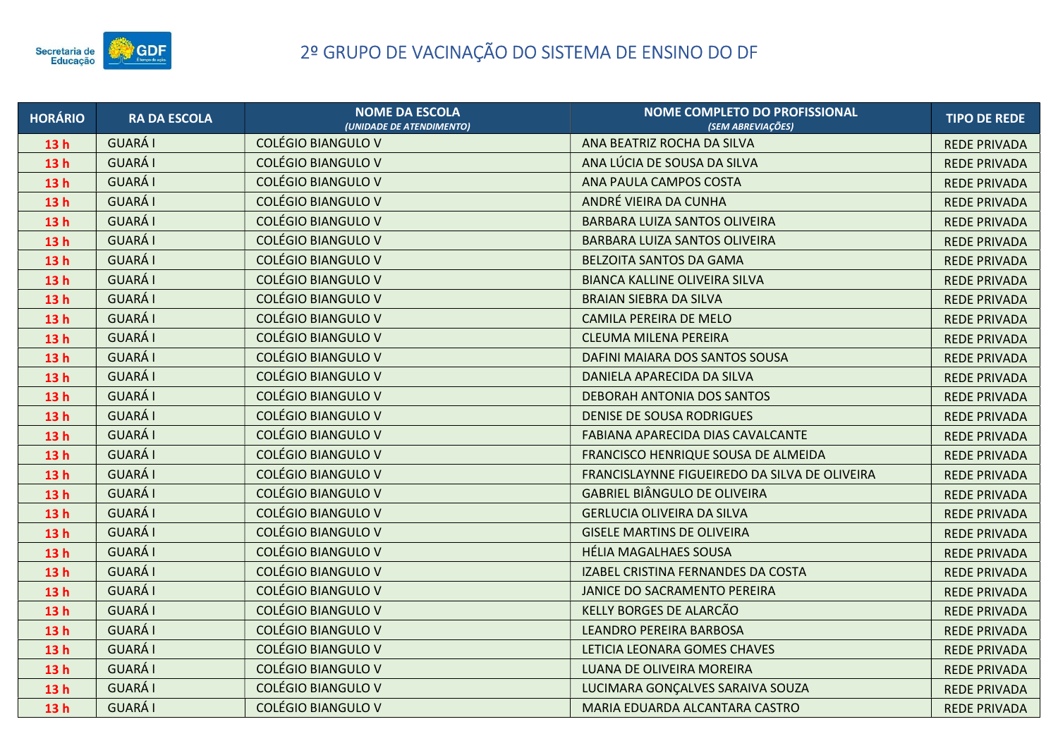# 2º GRUPO DE VACINAÇÃO DO SISTEMA DE ENSINO DO DF

| HORÁRIO | RA DA ESCOLA | NOME DA ESCOLA *(UNIDADE DE ATENDIMENTO)* | NOME COMPLETO DO PROFISSIONAL *(SEM ABREVIAÇÕES)* | TIPO DE REDE |
|---|---|---|---|---|
| 13 h | GUARÁ I | COLÉGIO BIANGULO V | ANA BEATRIZ ROCHA DA SILVA | REDE PRIVADA |
| 13 h | GUARÁ I | COLÉGIO BIANGULO V | ANA LÚCIA DE SOUSA DA SILVA | REDE PRIVADA |
| 13 h | GUARÁ I | COLÉGIO BIANGULO V | ANA PAULA CAMPOS COSTA | REDE PRIVADA |
| 13 h | GUARÁ I | COLÉGIO BIANGULO V | ANDRÉ VIEIRA DA CUNHA | REDE PRIVADA |
| 13 h | GUARÁ I | COLÉGIO BIANGULO V | BARBARA LUIZA SANTOS OLIVEIRA | REDE PRIVADA |
| 13 h | GUARÁ I | COLÉGIO BIANGULO V | BARBARA LUIZA SANTOS OLIVEIRA | REDE PRIVADA |
| 13 h | GUARÁ I | COLÉGIO BIANGULO V | BELZOITA SANTOS DA GAMA | REDE PRIVADA |
| 13 h | GUARÁ I | COLÉGIO BIANGULO V | BIANCA KALLINE OLIVEIRA SILVA | REDE PRIVADA |
| 13 h | GUARÁ I | COLÉGIO BIANGULO V | BRAIAN SIEBRA DA SILVA | REDE PRIVADA |
| 13 h | GUARÁ I | COLÉGIO BIANGULO V | CAMILA PEREIRA DE MELO | REDE PRIVADA |
| 13 h | GUARÁ I | COLÉGIO BIANGULO V | CLEUMA MILENA PEREIRA | REDE PRIVADA |
| 13 h | GUARÁ I | COLÉGIO BIANGULO V | DAFINI MAIARA DOS SANTOS SOUSA | REDE PRIVADA |
| 13 h | GUARÁ I | COLÉGIO BIANGULO V | DANIELA APARECIDA DA SILVA | REDE PRIVADA |
| 13 h | GUARÁ I | COLÉGIO BIANGULO V | DEBORAH ANTONIA DOS SANTOS | REDE PRIVADA |
| 13 h | GUARÁ I | COLÉGIO BIANGULO V | DENISE DE SOUSA RODRIGUES | REDE PRIVADA |
| 13 h | GUARÁ I | COLÉGIO BIANGULO V | FABIANA APARECIDA DIAS CAVALCANTE | REDE PRIVADA |
| 13 h | GUARÁ I | COLÉGIO BIANGULO V | FRANCISCO HENRIQUE SOUSA DE ALMEIDA | REDE PRIVADA |
| 13 h | GUARÁ I | COLÉGIO BIANGULO V | FRANCISLAYNNE FIGUEIREDO DA SILVA DE OLIVEIRA | REDE PRIVADA |
| 13 h | GUARÁ I | COLÉGIO BIANGULO V | GABRIEL BIÂNGULO DE OLIVEIRA | REDE PRIVADA |
| 13 h | GUARÁ I | COLÉGIO BIANGULO V | GERLUCIA OLIVEIRA DA SILVA | REDE PRIVADA |
| 13 h | GUARÁ I | COLÉGIO BIANGULO V | GISELE MARTINS DE OLIVEIRA | REDE PRIVADA |
| 13 h | GUARÁ I | COLÉGIO BIANGULO V | HÉLIA MAGALHAES SOUSA | REDE PRIVADA |
| 13 h | GUARÁ I | COLÉGIO BIANGULO V | IZABEL CRISTINA FERNANDES DA COSTA | REDE PRIVADA |
| 13 h | GUARÁ I | COLÉGIO BIANGULO V | JANICE DO SACRAMENTO PEREIRA | REDE PRIVADA |
| 13 h | GUARÁ I | COLÉGIO BIANGULO V | KELLY BORGES DE ALARCÃO | REDE PRIVADA |
| 13 h | GUARÁ I | COLÉGIO BIANGULO V | LEANDRO PEREIRA BARBOSA | REDE PRIVADA |
| 13 h | GUARÁ I | COLÉGIO BIANGULO V | LETICIA LEONARA GOMES CHAVES | REDE PRIVADA |
| 13 h | GUARÁ I | COLÉGIO BIANGULO V | LUANA DE OLIVEIRA MOREIRA | REDE PRIVADA |
| 13 h | GUARÁ I | COLÉGIO BIANGULO V | LUCIMARA GONÇALVES SARAIVA SOUZA | REDE PRIVADA |
| 13 h | GUARÁ I | COLÉGIO BIANGULO V | MARIA EDUARDA ALCANTARA CASTRO | REDE PRIVADA |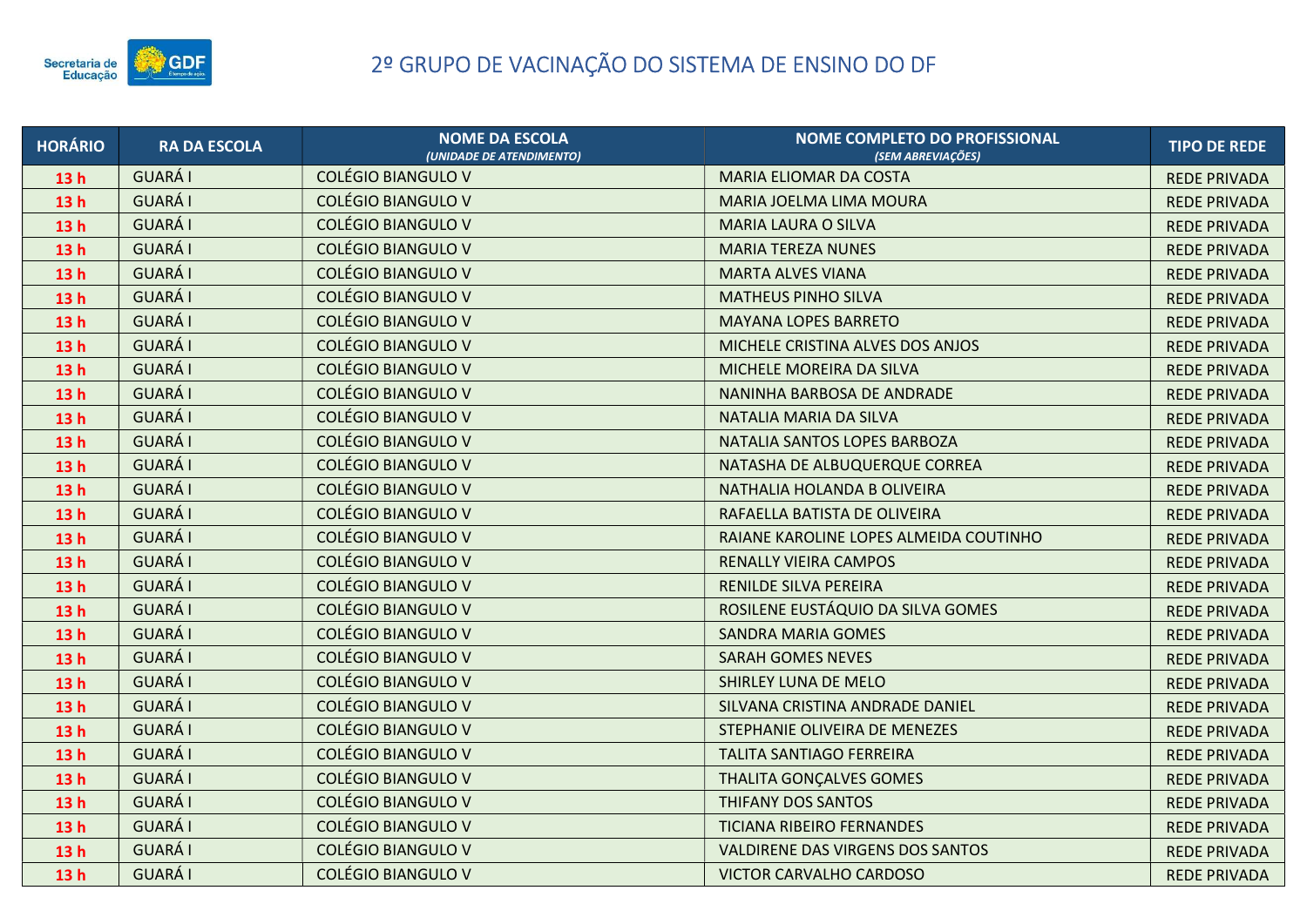# 2º GRUPO DE VACINAÇÃO DO SISTEMA DE ENSINO DO DF

| HORÁRIO | RA DA ESCOLA | NOME DA ESCOLA *(UNIDADE DE ATENDIMENTO)* | NOME COMPLETO DO PROFISSIONAL *(SEM ABREVIAÇÕES)* | TIPO DE REDE |
|---|---|---|---|---|
| 13 h | GUARÁ I | COLÉGIO BIANGULO V | MARIA ELIOMAR DA COSTA | REDE PRIVADA |
| 13 h | GUARÁ I | COLÉGIO BIANGULO V | MARIA JOELMA LIMA MOURA | REDE PRIVADA |
| 13 h | GUARÁ I | COLÉGIO BIANGULO V | MARIA LAURA O SILVA | REDE PRIVADA |
| 13 h | GUARÁ I | COLÉGIO BIANGULO V | MARIA TEREZA NUNES | REDE PRIVADA |
| 13 h | GUARÁ I | COLÉGIO BIANGULO V | MARTA ALVES VIANA | REDE PRIVADA |
| 13 h | GUARÁ I | COLÉGIO BIANGULO V | MATHEUS PINHO SILVA | REDE PRIVADA |
| 13 h | GUARÁ I | COLÉGIO BIANGULO V | MAYANA LOPES BARRETO | REDE PRIVADA |
| 13 h | GUARÁ I | COLÉGIO BIANGULO V | MICHELE CRISTINA ALVES DOS ANJOS | REDE PRIVADA |
| 13 h | GUARÁ I | COLÉGIO BIANGULO V | MICHELE MOREIRA DA SILVA | REDE PRIVADA |
| 13 h | GUARÁ I | COLÉGIO BIANGULO V | NANINHA BARBOSA DE ANDRADE | REDE PRIVADA |
| 13 h | GUARÁ I | COLÉGIO BIANGULO V | NATALIA MARIA DA SILVA | REDE PRIVADA |
| 13 h | GUARÁ I | COLÉGIO BIANGULO V | NATALIA SANTOS LOPES BARBOZA | REDE PRIVADA |
| 13 h | GUARÁ I | COLÉGIO BIANGULO V | NATASHA DE ALBUQUERQUE CORREA | REDE PRIVADA |
| 13 h | GUARÁ I | COLÉGIO BIANGULO V | NATHALIA HOLANDA B OLIVEIRA | REDE PRIVADA |
| 13 h | GUARÁ I | COLÉGIO BIANGULO V | RAFAELLA BATISTA DE OLIVEIRA | REDE PRIVADA |
| 13 h | GUARÁ I | COLÉGIO BIANGULO V | RAIANE KAROLINE LOPES ALMEIDA COUTINHO | REDE PRIVADA |
| 13 h | GUARÁ I | COLÉGIO BIANGULO V | RENALLY VIEIRA CAMPOS | REDE PRIVADA |
| 13 h | GUARÁ I | COLÉGIO BIANGULO V | RENILDE SILVA PEREIRA | REDE PRIVADA |
| 13 h | GUARÁ I | COLÉGIO BIANGULO V | ROSILENE EUSTÁQUIO DA SILVA GOMES | REDE PRIVADA |
| 13 h | GUARÁ I | COLÉGIO BIANGULO V | SANDRA MARIA GOMES | REDE PRIVADA |
| 13 h | GUARÁ I | COLÉGIO BIANGULO V | SARAH GOMES NEVES | REDE PRIVADA |
| 13 h | GUARÁ I | COLÉGIO BIANGULO V | SHIRLEY LUNA DE MELO | REDE PRIVADA |
| 13 h | GUARÁ I | COLÉGIO BIANGULO V | SILVANA CRISTINA ANDRADE DANIEL | REDE PRIVADA |
| 13 h | GUARÁ I | COLÉGIO BIANGULO V | STEPHANIE OLIVEIRA DE MENEZES | REDE PRIVADA |
| 13 h | GUARÁ I | COLÉGIO BIANGULO V | TALITA SANTIAGO FERREIRA | REDE PRIVADA |
| 13 h | GUARÁ I | COLÉGIO BIANGULO V | THALITA GONÇALVES GOMES | REDE PRIVADA |
| 13 h | GUARÁ I | COLÉGIO BIANGULO V | THIFANY DOS SANTOS | REDE PRIVADA |
| 13 h | GUARÁ I | COLÉGIO BIANGULO V | TICIANA RIBEIRO FERNANDES | REDE PRIVADA |
| 13 h | GUARÁ I | COLÉGIO BIANGULO V | VALDIRENE DAS VIRGENS DOS SANTOS | REDE PRIVADA |
| 13 h | GUARÁ I | COLÉGIO BIANGULO V | VICTOR CARVALHO CARDOSO | REDE PRIVADA |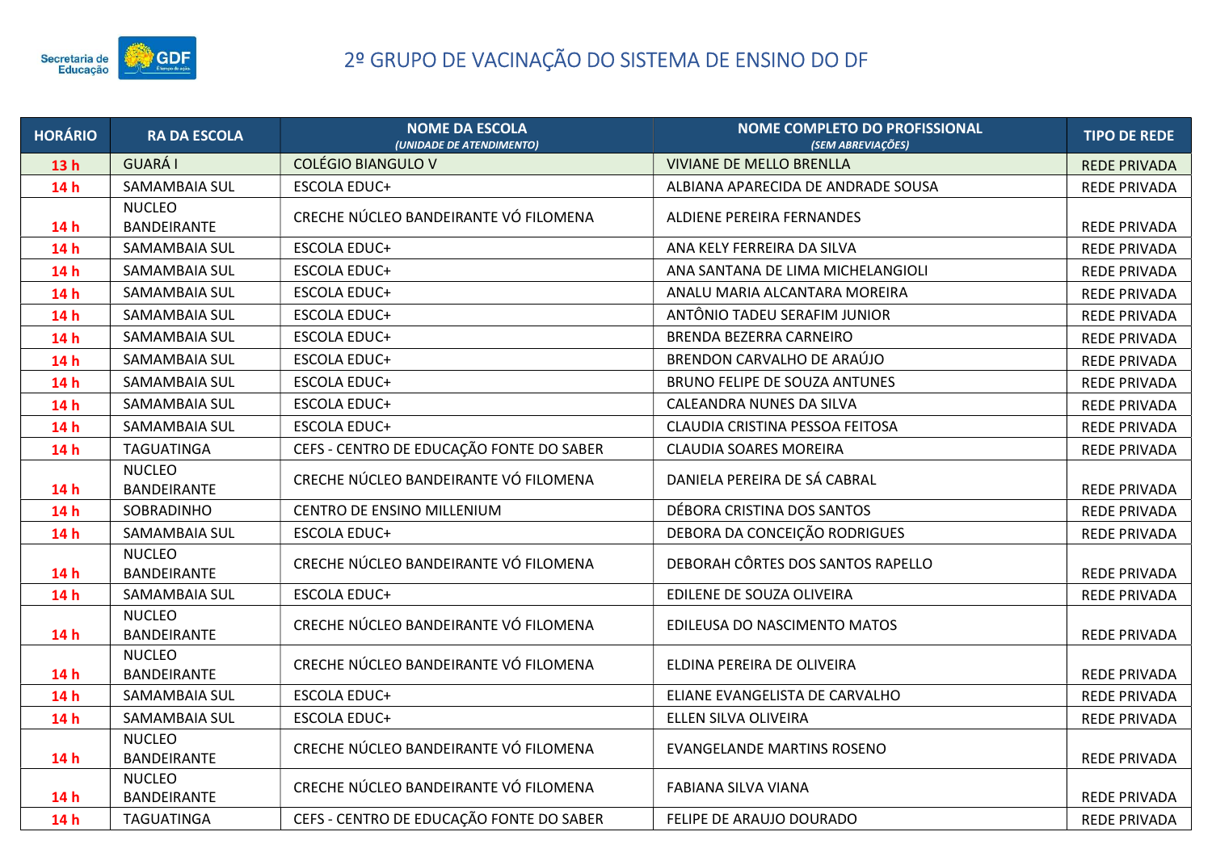# 2º GRUPO DE VACINAÇÃO DO SISTEMA DE ENSINO DO DF

| HORÁRIO | RA DA ESCOLA | NOME DA ESCOLA *(UNIDADE DE ATENDIMENTO)* | NOME COMPLETO DO PROFISSIONAL *(SEM ABREVIAÇÕES)* | TIPO DE REDE |
|---|---|---|---|---|
| **13 h** | GUARÁ I | COLÉGIO BIANGULO V | VIVIANE DE MELLO BRENLLA | REDE PRIVADA |
| **14 h** | SAMAMBAIA SUL | ESCOLA EDUC+ | ALBIANA APARECIDA DE ANDRADE SOUSA | REDE PRIVADA |
| **14 h** | NUCLEO BANDEIRANTE | CRECHE NÚCLEO BANDEIRANTE VÓ FILOMENA | ALDIENE PEREIRA FERNANDES | REDE PRIVADA |
| **14 h** | SAMAMBAIA SUL | ESCOLA EDUC+ | ANA KELY FERREIRA DA SILVA | REDE PRIVADA |
| **14 h** | SAMAMBAIA SUL | ESCOLA EDUC+ | ANA SANTANA DE LIMA MICHELANGIOLI | REDE PRIVADA |
| **14 h** | SAMAMBAIA SUL | ESCOLA EDUC+ | ANALU MARIA ALCANTARA MOREIRA | REDE PRIVADA |
| **14 h** | SAMAMBAIA SUL | ESCOLA EDUC+ | ANTÔNIO TADEU SERAFIM JUNIOR | REDE PRIVADA |
| **14 h** | SAMAMBAIA SUL | ESCOLA EDUC+ | BRENDA BEZERRA CARNEIRO | REDE PRIVADA |
| **14 h** | SAMAMBAIA SUL | ESCOLA EDUC+ | BRENDON CARVALHO DE ARAÚJO | REDE PRIVADA |
| **14 h** | SAMAMBAIA SUL | ESCOLA EDUC+ | BRUNO FELIPE DE SOUZA ANTUNES | REDE PRIVADA |
| **14 h** | SAMAMBAIA SUL | ESCOLA EDUC+ | CALEANDRA NUNES DA SILVA | REDE PRIVADA |
| **14 h** | SAMAMBAIA SUL | ESCOLA EDUC+ | CLAUDIA CRISTINA PESSOA FEITOSA | REDE PRIVADA |
| **14 h** | TAGUATINGA | CEFS - CENTRO DE EDUCAÇÃO FONTE DO SABER | CLAUDIA SOARES MOREIRA | REDE PRIVADA |
| **14 h** | NUCLEO BANDEIRANTE | CRECHE NÚCLEO BANDEIRANTE VÓ FILOMENA | DANIELA PEREIRA DE SÁ CABRAL | REDE PRIVADA |
| **14 h** | SOBRADINHO | CENTRO DE ENSINO MILLENIUM | DÉBORA CRISTINA DOS SANTOS | REDE PRIVADA |
| **14 h** | SAMAMBAIA SUL | ESCOLA EDUC+ | DEBORA DA CONCEIÇÃO RODRIGUES | REDE PRIVADA |
| **14 h** | NUCLEO BANDEIRANTE | CRECHE NÚCLEO BANDEIRANTE VÓ FILOMENA | DEBORAH CÔRTES DOS SANTOS RAPELLO | REDE PRIVADA |
| **14 h** | SAMAMBAIA SUL | ESCOLA EDUC+ | EDILENE DE SOUZA OLIVEIRA | REDE PRIVADA |
| **14 h** | NUCLEO BANDEIRANTE | CRECHE NÚCLEO BANDEIRANTE VÓ FILOMENA | EDILEUSA DO NASCIMENTO MATOS | REDE PRIVADA |
| **14 h** | NUCLEO BANDEIRANTE | CRECHE NÚCLEO BANDEIRANTE VÓ FILOMENA | ELDINA PEREIRA DE OLIVEIRA | REDE PRIVADA |
| **14 h** | SAMAMBAIA SUL | ESCOLA EDUC+ | ELIANE EVANGELISTA DE CARVALHO | REDE PRIVADA |
| **14 h** | SAMAMBAIA SUL | ESCOLA EDUC+ | ELLEN SILVA OLIVEIRA | REDE PRIVADA |
| **14 h** | NUCLEO BANDEIRANTE | CRECHE NÚCLEO BANDEIRANTE VÓ FILOMENA | EVANGELANDE MARTINS ROSENO | REDE PRIVADA |
| **14 h** | NUCLEO BANDEIRANTE | CRECHE NÚCLEO BANDEIRANTE VÓ FILOMENA | FABIANA SILVA VIANA | REDE PRIVADA |
| **14 h** | TAGUATINGA | CEFS - CENTRO DE EDUCAÇÃO FONTE DO SABER | FELIPE DE ARAUJO DOURADO | REDE PRIVADA |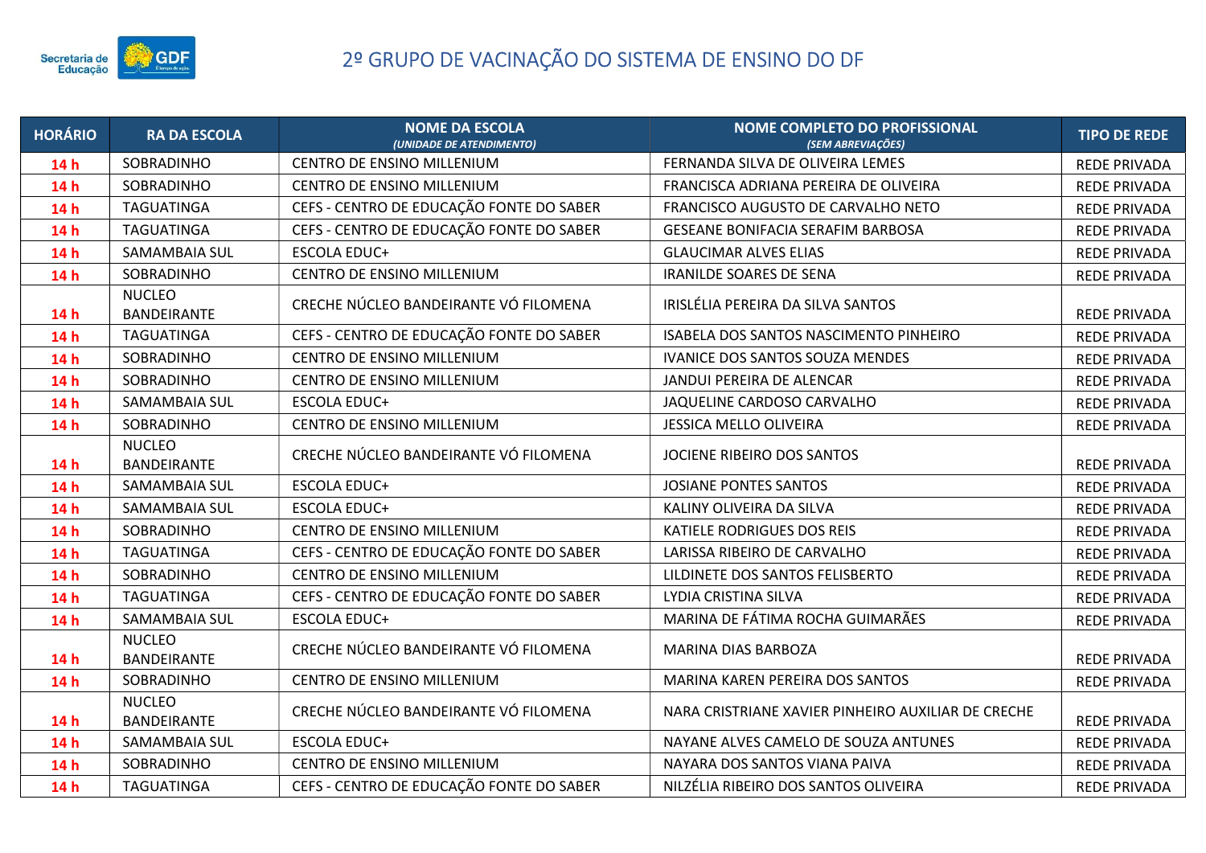# 2º GRUPO DE VACINAÇÃO DO SISTEMA DE ENSINO DO DF

| HORÁRIO | RA DA ESCOLA | NOME DA ESCOLA *(UNIDADE DE ATENDIMENTO)* | NOME COMPLETO DO PROFISSIONAL *(SEM ABREVIAÇÕES)* | TIPO DE REDE |
|---|---|---|---|---|
| 14 h | SOBRADINHO | CENTRO DE ENSINO MILLENIUM | FERNANDA SILVA DE OLIVEIRA LEMES | REDE PRIVADA |
| 14 h | SOBRADINHO | CENTRO DE ENSINO MILLENIUM | FRANCISCA ADRIANA PEREIRA DE OLIVEIRA | REDE PRIVADA |
| 14 h | TAGUATINGA | CEFS - CENTRO DE EDUCAÇÃO FONTE DO SABER | FRANCISCO AUGUSTO DE CARVALHO NETO | REDE PRIVADA |
| 14 h | TAGUATINGA | CEFS - CENTRO DE EDUCAÇÃO FONTE DO SABER | GESEANE BONIFACIA SERAFIM BARBOSA | REDE PRIVADA |
| 14 h | SAMAMBAIA SUL | ESCOLA EDUC+ | GLAUCIMAR ALVES ELIAS | REDE PRIVADA |
| 14 h | SOBRADINHO | CENTRO DE ENSINO MILLENIUM | IRANILDE SOARES DE SENA | REDE PRIVADA |
| 14 h | NUCLEO BANDEIRANTE | CRECHE NÚCLEO BANDEIRANTE VÓ FILOMENA | IRISLÉLIA PEREIRA DA SILVA SANTOS | REDE PRIVADA |
| 14 h | TAGUATINGA | CEFS - CENTRO DE EDUCAÇÃO FONTE DO SABER | ISABELA DOS SANTOS NASCIMENTO PINHEIRO | REDE PRIVADA |
| 14 h | SOBRADINHO | CENTRO DE ENSINO MILLENIUM | IVANICE DOS SANTOS SOUZA MENDES | REDE PRIVADA |
| 14 h | SOBRADINHO | CENTRO DE ENSINO MILLENIUM | JANDUI PEREIRA DE ALENCAR | REDE PRIVADA |
| 14 h | SAMAMBAIA SUL | ESCOLA EDUC+ | JAQUELINE CARDOSO CARVALHO | REDE PRIVADA |
| 14 h | SOBRADINHO | CENTRO DE ENSINO MILLENIUM | JESSICA MELLO OLIVEIRA | REDE PRIVADA |
| 14 h | NUCLEO BANDEIRANTE | CRECHE NÚCLEO BANDEIRANTE VÓ FILOMENA | JOCIENE RIBEIRO DOS SANTOS | REDE PRIVADA |
| 14 h | SAMAMBAIA SUL | ESCOLA EDUC+ | JOSIANE PONTES SANTOS | REDE PRIVADA |
| 14 h | SAMAMBAIA SUL | ESCOLA EDUC+ | KALINY OLIVEIRA DA SILVA | REDE PRIVADA |
| 14 h | SOBRADINHO | CENTRO DE ENSINO MILLENIUM | KATIELE RODRIGUES DOS REIS | REDE PRIVADA |
| 14 h | TAGUATINGA | CEFS - CENTRO DE EDUCAÇÃO FONTE DO SABER | LARISSA RIBEIRO DE CARVALHO | REDE PRIVADA |
| 14 h | SOBRADINHO | CENTRO DE ENSINO MILLENIUM | LILDINETE DOS SANTOS FELISBERTO | REDE PRIVADA |
| 14 h | TAGUATINGA | CEFS - CENTRO DE EDUCAÇÃO FONTE DO SABER | LYDIA CRISTINA SILVA | REDE PRIVADA |
| 14 h | SAMAMBAIA SUL | ESCOLA EDUC+ | MARINA DE FÁTIMA ROCHA GUIMARÃES | REDE PRIVADA |
| 14 h | NUCLEO BANDEIRANTE | CRECHE NÚCLEO BANDEIRANTE VÓ FILOMENA | MARINA DIAS BARBOZA | REDE PRIVADA |
| 14 h | SOBRADINHO | CENTRO DE ENSINO MILLENIUM | MARINA KAREN PEREIRA DOS SANTOS | REDE PRIVADA |
| 14 h | NUCLEO BANDEIRANTE | CRECHE NÚCLEO BANDEIRANTE VÓ FILOMENA | NARA CRISTRIANE XAVIER PINHEIRO AUXILIAR DE CRECHE | REDE PRIVADA |
| 14 h | SAMAMBAIA SUL | ESCOLA EDUC+ | NAYANE ALVES CAMELO DE SOUZA ANTUNES | REDE PRIVADA |
| 14 h | SOBRADINHO | CENTRO DE ENSINO MILLENIUM | NAYARA DOS SANTOS VIANA PAIVA | REDE PRIVADA |
| 14 h | TAGUATINGA | CEFS - CENTRO DE EDUCAÇÃO FONTE DO SABER | NILZÉLIA RIBEIRO DOS SANTOS OLIVEIRA | REDE PRIVADA |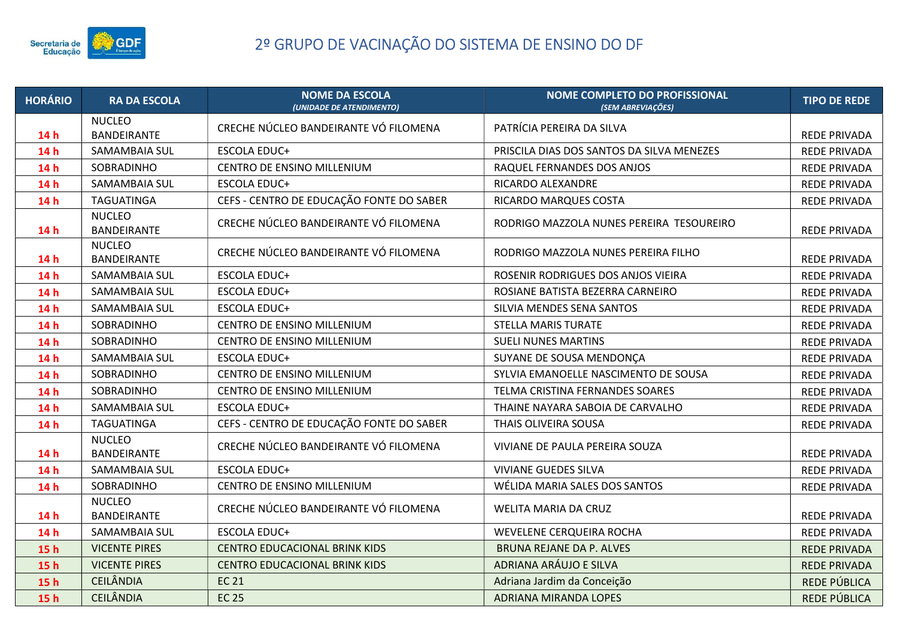# 2º GRUPO DE VACINAÇÃO DO SISTEMA DE ENSINO DO DF

| HORÁRIO | RA DA ESCOLA | NOME DA ESCOLA *(UNIDADE DE ATENDIMENTO)* | NOME COMPLETO DO PROFISSIONAL *(SEM ABREVIAÇÕES)* | TIPO DE REDE |
|---|---|---|---|---|
| 14 h | NUCLEO BANDEIRANTE | CRECHE NÚCLEO BANDEIRANTE VÓ FILOMENA | PATRÍCIA PEREIRA DA SILVA | REDE PRIVADA |
| 14 h | SAMAMBAIA SUL | ESCOLA EDUC+ | PRISCILA DIAS DOS SANTOS DA SILVA MENEZES | REDE PRIVADA |
| 14 h | SOBRADINHO | CENTRO DE ENSINO MILLENIUM | RAQUEL FERNANDES DOS ANJOS | REDE PRIVADA |
| 14 h | SAMAMBAIA SUL | ESCOLA EDUC+ | RICARDO ALEXANDRE | REDE PRIVADA |
| 14 h | TAGUATINGA | CEFS - CENTRO DE EDUCAÇÃO FONTE DO SABER | RICARDO MARQUES COSTA | REDE PRIVADA |
| 14 h | NUCLEO BANDEIRANTE | CRECHE NÚCLEO BANDEIRANTE VÓ FILOMENA | RODRIGO MAZZOLA NUNES PEREIRA TESOUREIRO | REDE PRIVADA |
| 14 h | NUCLEO BANDEIRANTE | CRECHE NÚCLEO BANDEIRANTE VÓ FILOMENA | RODRIGO MAZZOLA NUNES PEREIRA FILHO | REDE PRIVADA |
| 14 h | SAMAMBAIA SUL | ESCOLA EDUC+ | ROSENIR RODRIGUES DOS ANJOS VIEIRA | REDE PRIVADA |
| 14 h | SAMAMBAIA SUL | ESCOLA EDUC+ | ROSIANE BATISTA BEZERRA CARNEIRO | REDE PRIVADA |
| 14 h | SAMAMBAIA SUL | ESCOLA EDUC+ | SILVIA MENDES SENA SANTOS | REDE PRIVADA |
| 14 h | SOBRADINHO | CENTRO DE ENSINO MILLENIUM | STELLA MARIS TURATE | REDE PRIVADA |
| 14 h | SOBRADINHO | CENTRO DE ENSINO MILLENIUM | SUELI NUNES MARTINS | REDE PRIVADA |
| 14 h | SAMAMBAIA SUL | ESCOLA EDUC+ | SUYANE DE SOUSA MENDONÇA | REDE PRIVADA |
| 14 h | SOBRADINHO | CENTRO DE ENSINO MILLENIUM | SYLVIA EMANOELLE NASCIMENTO DE SOUSA | REDE PRIVADA |
| 14 h | SOBRADINHO | CENTRO DE ENSINO MILLENIUM | TELMA CRISTINA FERNANDES SOARES | REDE PRIVADA |
| 14 h | SAMAMBAIA SUL | ESCOLA EDUC+ | THAINE NAYARA SABOIA DE CARVALHO | REDE PRIVADA |
| 14 h | TAGUATINGA | CEFS - CENTRO DE EDUCAÇÃO FONTE DO SABER | THAIS OLIVEIRA SOUSA | REDE PRIVADA |
| 14 h | NUCLEO BANDEIRANTE | CRECHE NÚCLEO BANDEIRANTE VÓ FILOMENA | VIVIANE DE PAULA PEREIRA SOUZA | REDE PRIVADA |
| 14 h | SAMAMBAIA SUL | ESCOLA EDUC+ | VIVIANE GUEDES SILVA | REDE PRIVADA |
| 14 h | SOBRADINHO | CENTRO DE ENSINO MILLENIUM | WÉLIDA MARIA SALES DOS SANTOS | REDE PRIVADA |
| 14 h | NUCLEO BANDEIRANTE | CRECHE NÚCLEO BANDEIRANTE VÓ FILOMENA | WELITA MARIA DA CRUZ | REDE PRIVADA |
| 14 h | SAMAMBAIA SUL | ESCOLA EDUC+ | WEVELENE CERQUEIRA ROCHA | REDE PRIVADA |
| 15 h | VICENTE PIRES | CENTRO EDUCACIONAL BRINK KIDS | BRUNA REJANE DA P. ALVES | REDE PRIVADA |
| 15 h | VICENTE PIRES | CENTRO EDUCACIONAL BRINK KIDS | ADRIANA ARÁUJO E SILVA | REDE PRIVADA |
| 15 h | CEILÂNDIA | EC 21 | Adriana Jardim da Conceição | REDE PÚBLICA |
| 15 h | CEILÂNDIA | EC 25 | ADRIANA MIRANDA LOPES | REDE PÚBLICA |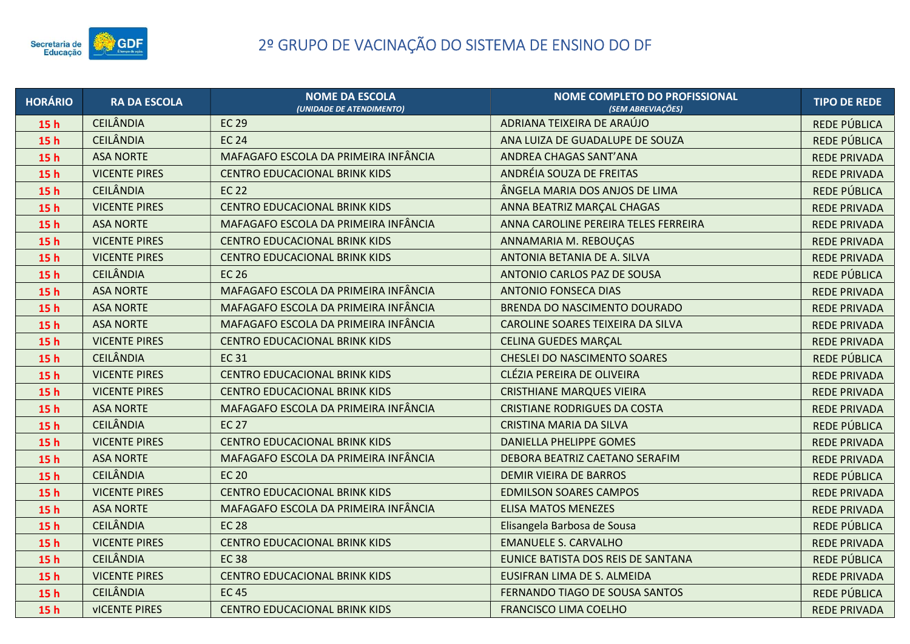# 2º GRUPO DE VACINAÇÃO DO SISTEMA DE ENSINO DO DF

| HORÁRIO | RA DA ESCOLA | NOME DA ESCOLA *(UNIDADE DE ATENDIMENTO)* | NOME COMPLETO DO PROFISSIONAL *(SEM ABREVIAÇÕES)* | TIPO DE REDE |
|---|---|---|---|---|
| 15 h | CEILÂNDIA | EC 29 | ADRIANA TEIXEIRA DE ARAÚJO | REDE PÚBLICA |
| 15 h | CEILÂNDIA | EC 24 | ANA LUIZA DE GUADALUPE DE SOUZA | REDE PÚBLICA |
| 15 h | ASA NORTE | MAFAGAFO ESCOLA DA PRIMEIRA INFÂNCIA | ANDREA CHAGAS SANT'ANA | REDE PRIVADA |
| 15 h | VICENTE PIRES | CENTRO EDUCACIONAL BRINK KIDS | ANDRÉIA SOUZA DE FREITAS | REDE PRIVADA |
| 15 h | CEILÂNDIA | EC 22 | ÂNGELA MARIA DOS ANJOS DE LIMA | REDE PÚBLICA |
| 15 h | VICENTE PIRES | CENTRO EDUCACIONAL BRINK KIDS | ANNA BEATRIZ MARÇAL CHAGAS | REDE PRIVADA |
| 15 h | ASA NORTE | MAFAGAFO ESCOLA DA PRIMEIRA INFÂNCIA | ANNA CAROLINE PEREIRA TELES FERREIRA | REDE PRIVADA |
| 15 h | VICENTE PIRES | CENTRO EDUCACIONAL BRINK KIDS | ANNAMARIA M. REBOUÇAS | REDE PRIVADA |
| 15 h | VICENTE PIRES | CENTRO EDUCACIONAL BRINK KIDS | ANTONIA BETANIA DE A. SILVA | REDE PRIVADA |
| 15 h | CEILÂNDIA | EC 26 | ANTONIO CARLOS PAZ DE SOUSA | REDE PÚBLICA |
| 15 h | ASA NORTE | MAFAGAFO ESCOLA DA PRIMEIRA INFÂNCIA | ANTONIO FONSECA DIAS | REDE PRIVADA |
| 15 h | ASA NORTE | MAFAGAFO ESCOLA DA PRIMEIRA INFÂNCIA | BRENDA DO NASCIMENTO DOURADO | REDE PRIVADA |
| 15 h | ASA NORTE | MAFAGAFO ESCOLA DA PRIMEIRA INFÂNCIA | CAROLINE SOARES TEIXEIRA DA SILVA | REDE PRIVADA |
| 15 h | VICENTE PIRES | CENTRO EDUCACIONAL BRINK KIDS | CELINA GUEDES MARÇAL | REDE PRIVADA |
| 15 h | CEILÂNDIA | EC 31 | CHESLEI DO NASCIMENTO SOARES | REDE PÚBLICA |
| 15 h | VICENTE PIRES | CENTRO EDUCACIONAL BRINK KIDS | CLÉZIA PEREIRA DE OLIVEIRA | REDE PRIVADA |
| 15 h | VICENTE PIRES | CENTRO EDUCACIONAL BRINK KIDS | CRISTHIANE MARQUES VIEIRA | REDE PRIVADA |
| 15 h | ASA NORTE | MAFAGAFO ESCOLA DA PRIMEIRA INFÂNCIA | CRISTIANE RODRIGUES DA COSTA | REDE PRIVADA |
| 15 h | CEILÂNDIA | EC 27 | CRISTINA MARIA DA SILVA | REDE PÚBLICA |
| 15 h | VICENTE PIRES | CENTRO EDUCACIONAL BRINK KIDS | DANIELLA PHELIPPE GOMES | REDE PRIVADA |
| 15 h | ASA NORTE | MAFAGAFO ESCOLA DA PRIMEIRA INFÂNCIA | DEBORA BEATRIZ CAETANO SERAFIM | REDE PRIVADA |
| 15 h | CEILÂNDIA | EC 20 | DEMIR VIEIRA DE BARROS | REDE PÚBLICA |
| 15 h | VICENTE PIRES | CENTRO EDUCACIONAL BRINK KIDS | EDMILSON SOARES CAMPOS | REDE PRIVADA |
| 15 h | ASA NORTE | MAFAGAFO ESCOLA DA PRIMEIRA INFÂNCIA | ELISA MATOS MENEZES | REDE PRIVADA |
| 15 h | CEILÂNDIA | EC 28 | Elisangela Barbosa de Sousa | REDE PÚBLICA |
| 15 h | VICENTE PIRES | CENTRO EDUCACIONAL BRINK KIDS | EMANUELE S. CARVALHO | REDE PRIVADA |
| 15 h | CEILÂNDIA | EC 38 | EUNICE BATISTA DOS REIS DE SANTANA | REDE PÚBLICA |
| 15 h | VICENTE PIRES | CENTRO EDUCACIONAL BRINK KIDS | EUSIFRAN LIMA DE S. ALMEIDA | REDE PRIVADA |
| 15 h | CEILÂNDIA | EC 45 | FERNANDO TIAGO DE SOUSA SANTOS | REDE PÚBLICA |
| 15 h | vICENTE PIRES | CENTRO EDUCACIONAL BRINK KIDS | FRANCISCO LIMA COELHO | REDE PRIVADA |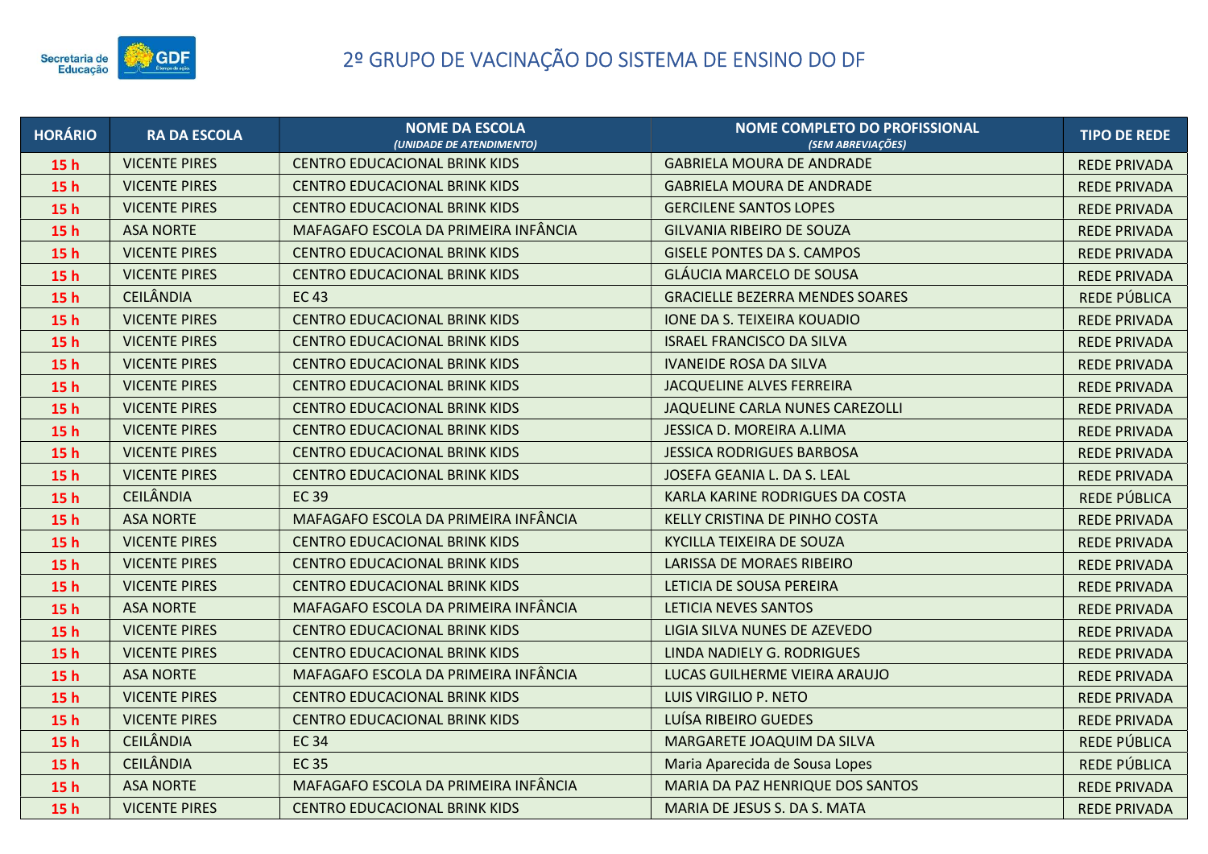# 2º GRUPO DE VACINAÇÃO DO SISTEMA DE ENSINO DO DF

| HORÁRIO | RA DA ESCOLA | NOME DA ESCOLA *(UNIDADE DE ATENDIMENTO)* | NOME COMPLETO DO PROFISSIONAL *(SEM ABREVIAÇÕES)* | TIPO DE REDE |
|---|---|---|---|---|
| 15 h | VICENTE PIRES | CENTRO EDUCACIONAL BRINK KIDS | GABRIELA MOURA DE ANDRADE | REDE PRIVADA |
| 15 h | VICENTE PIRES | CENTRO EDUCACIONAL BRINK KIDS | GABRIELA MOURA DE ANDRADE | REDE PRIVADA |
| 15 h | VICENTE PIRES | CENTRO EDUCACIONAL BRINK KIDS | GERCILENE SANTOS LOPES | REDE PRIVADA |
| 15 h | ASA NORTE | MAFAGAFO ESCOLA DA PRIMEIRA INFÂNCIA | GILVANIA RIBEIRO DE SOUZA | REDE PRIVADA |
| 15 h | VICENTE PIRES | CENTRO EDUCACIONAL BRINK KIDS | GISELE PONTES DA S. CAMPOS | REDE PRIVADA |
| 15 h | VICENTE PIRES | CENTRO EDUCACIONAL BRINK KIDS | GLÁUCIA MARCELO DE SOUSA | REDE PRIVADA |
| 15 h | CEILÂNDIA | EC 43 | GRACIELLE BEZERRA MENDES SOARES | REDE PÚBLICA |
| 15 h | VICENTE PIRES | CENTRO EDUCACIONAL BRINK KIDS | IONE DA S. TEIXEIRA KOUADIO | REDE PRIVADA |
| 15 h | VICENTE PIRES | CENTRO EDUCACIONAL BRINK KIDS | ISRAEL FRANCISCO DA SILVA | REDE PRIVADA |
| 15 h | VICENTE PIRES | CENTRO EDUCACIONAL BRINK KIDS | IVANEIDE ROSA DA SILVA | REDE PRIVADA |
| 15 h | VICENTE PIRES | CENTRO EDUCACIONAL BRINK KIDS | JACQUELINE ALVES FERREIRA | REDE PRIVADA |
| 15 h | VICENTE PIRES | CENTRO EDUCACIONAL BRINK KIDS | JAQUELINE CARLA NUNES CAREZOLLI | REDE PRIVADA |
| 15 h | VICENTE PIRES | CENTRO EDUCACIONAL BRINK KIDS | JESSICA D. MOREIRA A.LIMA | REDE PRIVADA |
| 15 h | VICENTE PIRES | CENTRO EDUCACIONAL BRINK KIDS | JESSICA RODRIGUES BARBOSA | REDE PRIVADA |
| 15 h | VICENTE PIRES | CENTRO EDUCACIONAL BRINK KIDS | JOSEFA GEANIA L. DA S. LEAL | REDE PRIVADA |
| 15 h | CEILÂNDIA | EC 39 | KARLA KARINE RODRIGUES DA COSTA | REDE PÚBLICA |
| 15 h | ASA NORTE | MAFAGAFO ESCOLA DA PRIMEIRA INFÂNCIA | KELLY CRISTINA DE PINHO COSTA | REDE PRIVADA |
| 15 h | VICENTE PIRES | CENTRO EDUCACIONAL BRINK KIDS | KYCILLA TEIXEIRA DE SOUZA | REDE PRIVADA |
| 15 h | VICENTE PIRES | CENTRO EDUCACIONAL BRINK KIDS | LARISSA DE MORAES RIBEIRO | REDE PRIVADA |
| 15 h | VICENTE PIRES | CENTRO EDUCACIONAL BRINK KIDS | LETICIA DE SOUSA PEREIRA | REDE PRIVADA |
| 15 h | ASA NORTE | MAFAGAFO ESCOLA DA PRIMEIRA INFÂNCIA | LETICIA NEVES SANTOS | REDE PRIVADA |
| 15 h | VICENTE PIRES | CENTRO EDUCACIONAL BRINK KIDS | LIGIA SILVA NUNES DE AZEVEDO | REDE PRIVADA |
| 15 h | VICENTE PIRES | CENTRO EDUCACIONAL BRINK KIDS | LINDA NADIELY G. RODRIGUES | REDE PRIVADA |
| 15 h | ASA NORTE | MAFAGAFO ESCOLA DA PRIMEIRA INFÂNCIA | LUCAS GUILHERME VIEIRA ARAUJO | REDE PRIVADA |
| 15 h | VICENTE PIRES | CENTRO EDUCACIONAL BRINK KIDS | LUIS VIRGILIO P. NETO | REDE PRIVADA |
| 15 h | VICENTE PIRES | CENTRO EDUCACIONAL BRINK KIDS | LUÍSA RIBEIRO GUEDES | REDE PRIVADA |
| 15 h | CEILÂNDIA | EC 34 | MARGARETE JOAQUIM DA SILVA | REDE PÚBLICA |
| 15 h | CEILÂNDIA | EC 35 | Maria Aparecida de Sousa Lopes | REDE PÚBLICA |
| 15 h | ASA NORTE | MAFAGAFO ESCOLA DA PRIMEIRA INFÂNCIA | MARIA DA PAZ HENRIQUE DOS SANTOS | REDE PRIVADA |
| 15 h | VICENTE PIRES | CENTRO EDUCACIONAL BRINK KIDS | MARIA DE JESUS S. DA S. MATA | REDE PRIVADA |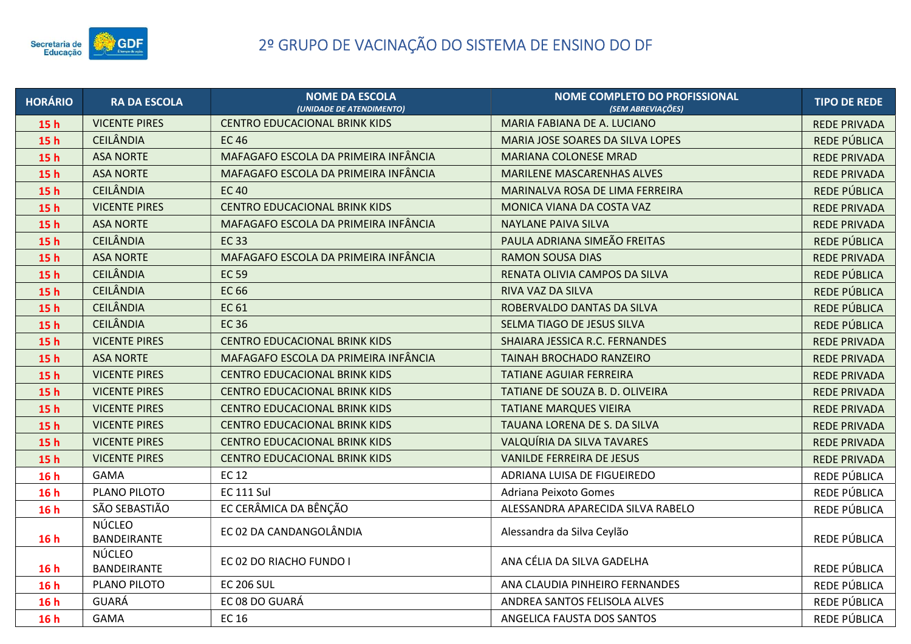# 2º GRUPO DE VACINAÇÃO DO SISTEMA DE ENSINO DO DF

| HORÁRIO | RA DA ESCOLA | NOME DA ESCOLA *(UNIDADE DE ATENDIMENTO)* | NOME COMPLETO DO PROFISSIONAL *(SEM ABREVIAÇÕES)* | TIPO DE REDE |
|---|---|---|---|---|
| 15 h | VICENTE PIRES | CENTRO EDUCACIONAL BRINK KIDS | MARIA FABIANA DE A. LUCIANO | REDE PRIVADA |
| 15 h | CEILÂNDIA | EC 46 | MARIA JOSE SOARES DA SILVA LOPES | REDE PÚBLICA |
| 15 h | ASA NORTE | MAFAGAFO ESCOLA DA PRIMEIRA INFÂNCIA | MARIANA COLONESE MRAD | REDE PRIVADA |
| 15 h | ASA NORTE | MAFAGAFO ESCOLA DA PRIMEIRA INFÂNCIA | MARILENE MASCARENHAS ALVES | REDE PRIVADA |
| 15 h | CEILÂNDIA | EC 40 | MARINALVA ROSA DE LIMA FERREIRA | REDE PÚBLICA |
| 15 h | VICENTE PIRES | CENTRO EDUCACIONAL BRINK KIDS | MONICA VIANA DA COSTA VAZ | REDE PRIVADA |
| 15 h | ASA NORTE | MAFAGAFO ESCOLA DA PRIMEIRA INFÂNCIA | NAYLANE PAIVA SILVA | REDE PRIVADA |
| 15 h | CEILÂNDIA | EC 33 | PAULA ADRIANA SIMEÃO FREITAS | REDE PÚBLICA |
| 15 h | ASA NORTE | MAFAGAFO ESCOLA DA PRIMEIRA INFÂNCIA | RAMON SOUSA DIAS | REDE PRIVADA |
| 15 h | CEILÂNDIA | EC 59 | RENATA OLIVIA CAMPOS DA SILVA | REDE PÚBLICA |
| 15 h | CEILÂNDIA | EC 66 | RIVA VAZ DA SILVA | REDE PÚBLICA |
| 15 h | CEILÂNDIA | EC 61 | ROBERVALDO DANTAS DA SILVA | REDE PÚBLICA |
| 15 h | CEILÂNDIA | EC 36 | SELMA TIAGO DE JESUS SILVA | REDE PÚBLICA |
| 15 h | VICENTE PIRES | CENTRO EDUCACIONAL BRINK KIDS | SHAIARA JESSICA R.C. FERNANDES | REDE PRIVADA |
| 15 h | ASA NORTE | MAFAGAFO ESCOLA DA PRIMEIRA INFÂNCIA | TAINAH BROCHADO RANZEIRO | REDE PRIVADA |
| 15 h | VICENTE PIRES | CENTRO EDUCACIONAL BRINK KIDS | TATIANE AGUIAR FERREIRA | REDE PRIVADA |
| 15 h | VICENTE PIRES | CENTRO EDUCACIONAL BRINK KIDS | TATIANE DE SOUZA B. D. OLIVEIRA | REDE PRIVADA |
| 15 h | VICENTE PIRES | CENTRO EDUCACIONAL BRINK KIDS | TATIANE MARQUES VIEIRA | REDE PRIVADA |
| 15 h | VICENTE PIRES | CENTRO EDUCACIONAL BRINK KIDS | TAUANA LORENA DE S. DA SILVA | REDE PRIVADA |
| 15 h | VICENTE PIRES | CENTRO EDUCACIONAL BRINK KIDS | VALQUÍRIA DA SILVA TAVARES | REDE PRIVADA |
| 15 h | VICENTE PIRES | CENTRO EDUCACIONAL BRINK KIDS | VANILDE FERREIRA DE JESUS | REDE PRIVADA |
| 16 h | GAMA | EC 12 | ADRIANA LUISA DE FIGUEIREDO | REDE PÚBLICA |
| 16 h | PLANO PILOTO | EC 111 Sul | Adriana Peixoto Gomes | REDE PÚBLICA |
| 16 h | SÃO SEBASTIÃO | EC CERÂMICA DA BÊNÇÃO | ALESSANDRA APARECIDA SILVA RABELO | REDE PÚBLICA |
| 16 h | NÚCLEO BANDEIRANTE | EC 02 DA CANDANGOLÂNDIA | Alessandra da Silva Ceylão | REDE PÚBLICA |
| 16 h | NÚCLEO BANDEIRANTE | EC 02 DO RIACHO FUNDO I | ANA CÉLIA DA SILVA GADELHA | REDE PÚBLICA |
| 16 h | PLANO PILOTO | EC 206 SUL | ANA CLAUDIA PINHEIRO FERNANDES | REDE PÚBLICA |
| 16 h | GUARÁ | EC 08 DO GUARÁ | ANDREA SANTOS FELISOLA ALVES | REDE PÚBLICA |
| 16 h | GAMA | EC 16 | ANGELICA FAUSTA DOS SANTOS | REDE PÚBLICA |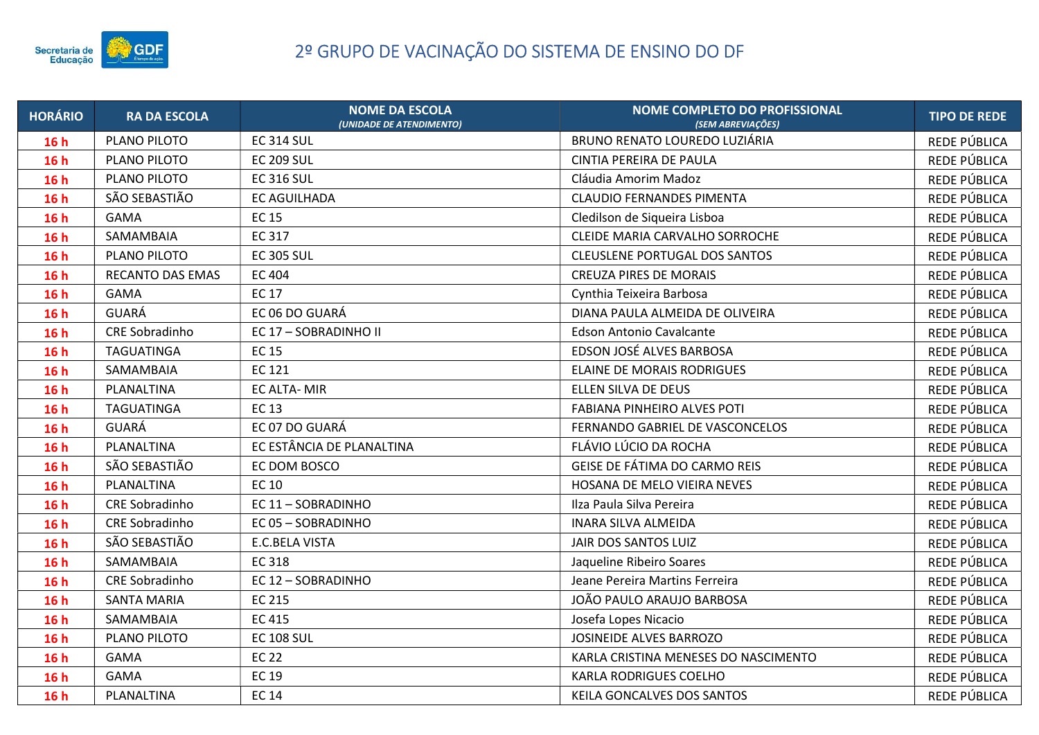# 2º GRUPO DE VACINAÇÃO DO SISTEMA DE ENSINO DO DF

| HORÁRIO | RA DA ESCOLA | NOME DA ESCOLA *(UNIDADE DE ATENDIMENTO)* | NOME COMPLETO DO PROFISSIONAL *(SEM ABREVIAÇÕES)* | TIPO DE REDE |
|---|---|---|---|---|
| 16 h | PLANO PILOTO | EC 314 SUL | BRUNO RENATO LOUREDO LUZIÁRIA | REDE PÚBLICA |
| 16 h | PLANO PILOTO | EC 209 SUL | CINTIA PEREIRA DE PAULA | REDE PÚBLICA |
| 16 h | PLANO PILOTO | EC 316 SUL | Cláudia Amorim Madoz | REDE PÚBLICA |
| 16 h | SÃO SEBASTIÃO | EC AGUILHADA | CLAUDIO FERNANDES PIMENTA | REDE PÚBLICA |
| 16 h | GAMA | EC 15 | Cledilson de Siqueira Lisboa | REDE PÚBLICA |
| 16 h | SAMAMBAIA | EC 317 | CLEIDE MARIA CARVALHO SORROCHE | REDE PÚBLICA |
| 16 h | PLANO PILOTO | EC 305 SUL | CLEUSLENE PORTUGAL DOS SANTOS | REDE PÚBLICA |
| 16 h | RECANTO DAS EMAS | EC 404 | CREUZA PIRES DE MORAIS | REDE PÚBLICA |
| 16 h | GAMA | EC 17 | Cynthia Teixeira Barbosa | REDE PÚBLICA |
| 16 h | GUARÁ | EC 06 DO GUARÁ | DIANA PAULA ALMEIDA DE OLIVEIRA | REDE PÚBLICA |
| 16 h | CRE Sobradinho | EC 17 – SOBRADINHO II | Edson Antonio Cavalcante | REDE PÚBLICA |
| 16 h | TAGUATINGA | EC 15 | EDSON JOSÉ ALVES BARBOSA | REDE PÚBLICA |
| 16 h | SAMAMBAIA | EC 121 | ELAINE DE MORAIS RODRIGUES | REDE PÚBLICA |
| 16 h | PLANALTINA | EC ALTA- MIR | ELLEN SILVA DE DEUS | REDE PÚBLICA |
| 16 h | TAGUATINGA | EC 13 | FABIANA PINHEIRO ALVES POTI | REDE PÚBLICA |
| 16 h | GUARÁ | EC 07 DO GUARÁ | FERNANDO GABRIEL DE VASCONCELOS | REDE PÚBLICA |
| 16 h | PLANALTINA | EC ESTÂNCIA DE PLANALTINA | FLÁVIO LÚCIO DA ROCHA | REDE PÚBLICA |
| 16 h | SÃO SEBASTIÃO | EC DOM BOSCO | GEISE DE FÁTIMA DO CARMO REIS | REDE PÚBLICA |
| 16 h | PLANALTINA | EC 10 | HOSANA DE MELO VIEIRA NEVES | REDE PÚBLICA |
| 16 h | CRE Sobradinho | EC 11 – SOBRADINHO | Ilza Paula Silva Pereira | REDE PÚBLICA |
| 16 h | CRE Sobradinho | EC 05 – SOBRADINHO | INARA SILVA ALMEIDA | REDE PÚBLICA |
| 16 h | SÃO SEBASTIÃO | E.C.BELA VISTA | JAIR DOS SANTOS LUIZ | REDE PÚBLICA |
| 16 h | SAMAMBAIA | EC 318 | Jaqueline Ribeiro Soares | REDE PÚBLICA |
| 16 h | CRE Sobradinho | EC 12 – SOBRADINHO | Jeane Pereira Martins Ferreira | REDE PÚBLICA |
| 16 h | SANTA MARIA | EC 215 | JOÃO PAULO ARAUJO BARBOSA | REDE PÚBLICA |
| 16 h | SAMAMBAIA | EC 415 | Josefa Lopes Nicacio | REDE PÚBLICA |
| 16 h | PLANO PILOTO | EC 108 SUL | JOSINEIDE ALVES BARROZO | REDE PÚBLICA |
| 16 h | GAMA | EC 22 | KARLA CRISTINA MENESES DO NASCIMENTO | REDE PÚBLICA |
| 16 h | GAMA | EC 19 | KARLA RODRIGUES COELHO | REDE PÚBLICA |
| 16 h | PLANALTINA | EC 14 | KEILA GONCALVES DOS SANTOS | REDE PÚBLICA |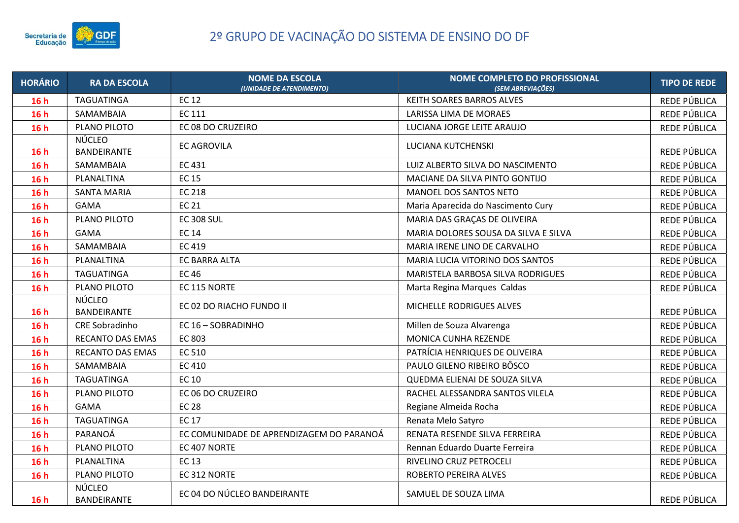# 2º GRUPO DE VACINAÇÃO DO SISTEMA DE ENSINO DO DF

| HORÁRIO | RA DA ESCOLA | NOME DA ESCOLA *(UNIDADE DE ATENDIMENTO)* | NOME COMPLETO DO PROFISSIONAL *(SEM ABREVIAÇÕES)* | TIPO DE REDE |
|---|---|---|---|---|
| 16 h | TAGUATINGA | EC 12 | KEITH SOARES BARROS ALVES | REDE PÚBLICA |
| 16 h | SAMAMBAIA | EC 111 | LARISSA LIMA DE MORAES | REDE PÚBLICA |
| 16 h | PLANO PILOTO | EC 08 DO CRUZEIRO | LUCIANA JORGE LEITE ARAUJO | REDE PÚBLICA |
| 16 h | NÚCLEO BANDEIRANTE | EC AGROVILA | LUCIANA KUTCHENSKI | REDE PÚBLICA |
| 16 h | SAMAMBAIA | EC 431 | LUIZ ALBERTO SILVA DO NASCIMENTO | REDE PÚBLICA |
| 16 h | PLANALTINA | EC 15 | MACIANE DA SILVA PINTO GONTIJO | REDE PÚBLICA |
| 16 h | SANTA MARIA | EC 218 | MANOEL DOS SANTOS NETO | REDE PÚBLICA |
| 16 h | GAMA | EC 21 | Maria Aparecida do Nascimento Cury | REDE PÚBLICA |
| 16 h | PLANO PILOTO | EC 308 SUL | MARIA DAS GRAÇAS DE OLIVEIRA | REDE PÚBLICA |
| 16 h | GAMA | EC 14 | MARIA DOLORES SOUSA DA SILVA E SILVA | REDE PÚBLICA |
| 16 h | SAMAMBAIA | EC 419 | MARIA IRENE LINO DE CARVALHO | REDE PÚBLICA |
| 16 h | PLANALTINA | EC BARRA ALTA | MARIA LUCIA VITORINO DOS SANTOS | REDE PÚBLICA |
| 16 h | TAGUATINGA | EC 46 | MARISTELA BARBOSA SILVA RODRIGUES | REDE PÚBLICA |
| 16 h | PLANO PILOTO | EC 115 NORTE | Marta Regina Marques Caldas | REDE PÚBLICA |
| 16 h | NÚCLEO BANDEIRANTE | EC 02 DO RIACHO FUNDO II | MICHELLE RODRIGUES ALVES | REDE PÚBLICA |
| 16 h | CRE Sobradinho | EC 16 – SOBRADINHO | Millen de Souza Alvarenga | REDE PÚBLICA |
| 16 h | RECANTO DAS EMAS | EC 803 | MONICA CUNHA REZENDE | REDE PÚBLICA |
| 16 h | RECANTO DAS EMAS | EC 510 | PATRÍCIA HENRIQUES DE OLIVEIRA | REDE PÚBLICA |
| 16 h | SAMAMBAIA | EC 410 | PAULO GILENO RIBEIRO BÔSCO | REDE PÚBLICA |
| 16 h | TAGUATINGA | EC 10 | QUEDMA ELIENAI DE SOUZA SILVA | REDE PÚBLICA |
| 16 h | PLANO PILOTO | EC 06 DO CRUZEIRO | RACHEL ALESSANDRA SANTOS VILELA | REDE PÚBLICA |
| 16 h | GAMA | EC 28 | Regiane Almeida Rocha | REDE PÚBLICA |
| 16 h | TAGUATINGA | EC 17 | Renata Melo Satyro | REDE PÚBLICA |
| 16 h | PARANOÁ | EC COMUNIDADE DE APRENDIZAGEM DO PARANOÁ | RENATA RESENDE SILVA FERREIRA | REDE PÚBLICA |
| 16 h | PLANO PILOTO | EC 407 NORTE | Rennan Eduardo Duarte Ferreira | REDE PÚBLICA |
| 16 h | PLANALTINA | EC 13 | RIVELINO CRUZ PETROCELI | REDE PÚBLICA |
| 16 h | PLANO PILOTO | EC 312 NORTE | ROBERTO PEREIRA ALVES | REDE PÚBLICA |
| 16 h | NÚCLEO BANDEIRANTE | EC 04 DO NÚCLEO BANDEIRANTE | SAMUEL DE SOUZA LIMA | REDE PÚBLICA |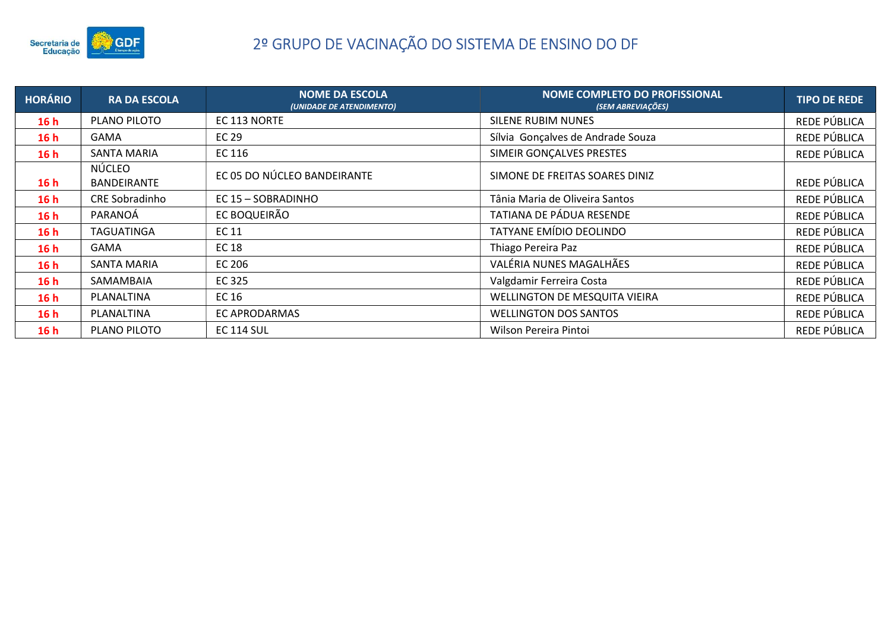# 2º GRUPO DE VACINAÇÃO DO SISTEMA DE ENSINO DO DF

| HORÁRIO | RA DA ESCOLA | NOME DA ESCOLA *(UNIDADE DE ATENDIMENTO)* | NOME COMPLETO DO PROFISSIONAL *(SEM ABREVIAÇÕES)* | TIPO DE REDE |
|---|---|---|---|---|
| **16 h** | PLANO PILOTO | EC 113 NORTE | SILENE RUBIM NUNES | REDE PÚBLICA |
| **16 h** | GAMA | EC 29 | Sílvia Gonçalves de Andrade Souza | REDE PÚBLICA |
| **16 h** | SANTA MARIA | EC 116 | SIMEIR GONÇALVES PRESTES | REDE PÚBLICA |
| **16 h** | NÚCLEO BANDEIRANTE | EC 05 DO NÚCLEO BANDEIRANTE | SIMONE DE FREITAS SOARES DINIZ | REDE PÚBLICA |
| **16 h** | CRE Sobradinho | EC 15 – SOBRADINHO | Tânia Maria de Oliveira Santos | REDE PÚBLICA |
| **16 h** | PARANOÁ | EC BOQUEIRÃO | TATIANA DE PÁDUA RESENDE | REDE PÚBLICA |
| **16 h** | TAGUATINGA | EC 11 | TATYANE EMÍDIO DEOLINDO | REDE PÚBLICA |
| **16 h** | GAMA | EC 18 | Thiago Pereira Paz | REDE PÚBLICA |
| **16 h** | SANTA MARIA | EC 206 | VALÉRIA NUNES MAGALHÃES | REDE PÚBLICA |
| **16 h** | SAMAMBAIA | EC 325 | Valgdamir Ferreira Costa | REDE PÚBLICA |
| **16 h** | PLANALTINA | EC 16 | WELLINGTON DE MESQUITA VIEIRA | REDE PÚBLICA |
| **16 h** | PLANALTINA | EC APRODARMAS | WELLINGTON DOS SANTOS | REDE PÚBLICA |
| **16 h** | PLANO PILOTO | EC 114 SUL | Wilson Pereira Pintoi | REDE PÚBLICA |